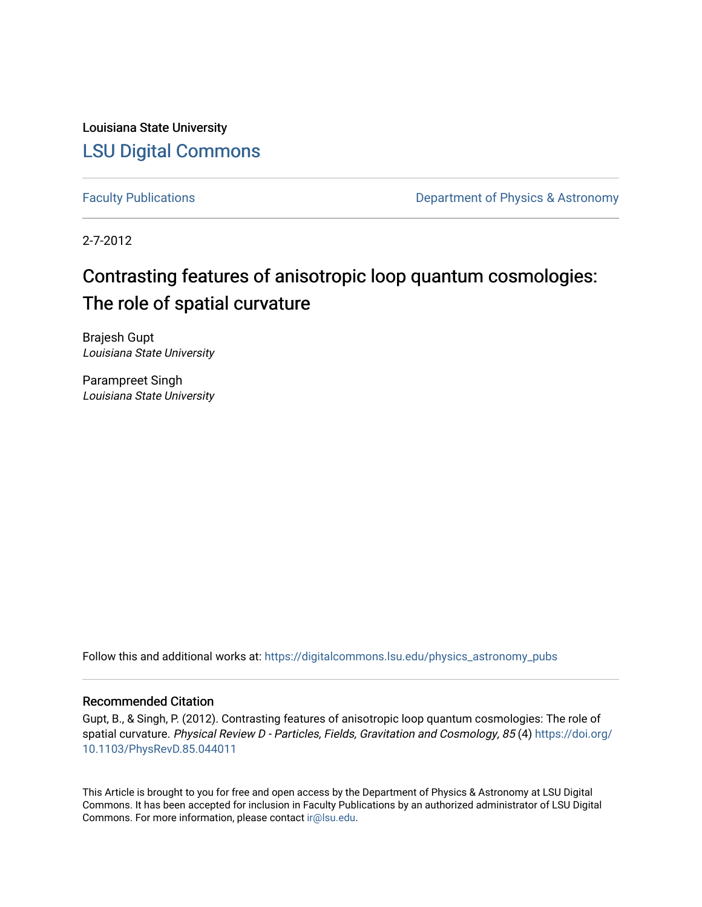Louisiana State University

# LSU Digital Commons

Faculty Publications

Department of Physics & Astronomy

2-7-2012

# Contrasting features of anisotropic loop quantum cosmologies: The role of spatial curvature

Brajesh Gupt
*Louisiana State University*

Parampreet Singh
*Louisiana State University*

Follow this and additional works at: https://digitalcommons.lsu.edu/physics_astronomy_pubs

## Recommended Citation

Gupt, B., & Singh, P. (2012). Contrasting features of anisotropic loop quantum cosmologies: The role of spatial curvature. *Physical Review D - Particles, Fields, Gravitation and Cosmology, 85* (4) https://doi.org/10.1103/PhysRevD.85.044011

This Article is brought to you for free and open access by the Department of Physics & Astronomy at LSU Digital Commons. It has been accepted for inclusion in Faculty Publications by an authorized administrator of LSU Digital Commons. For more information, please contact ir@lsu.edu.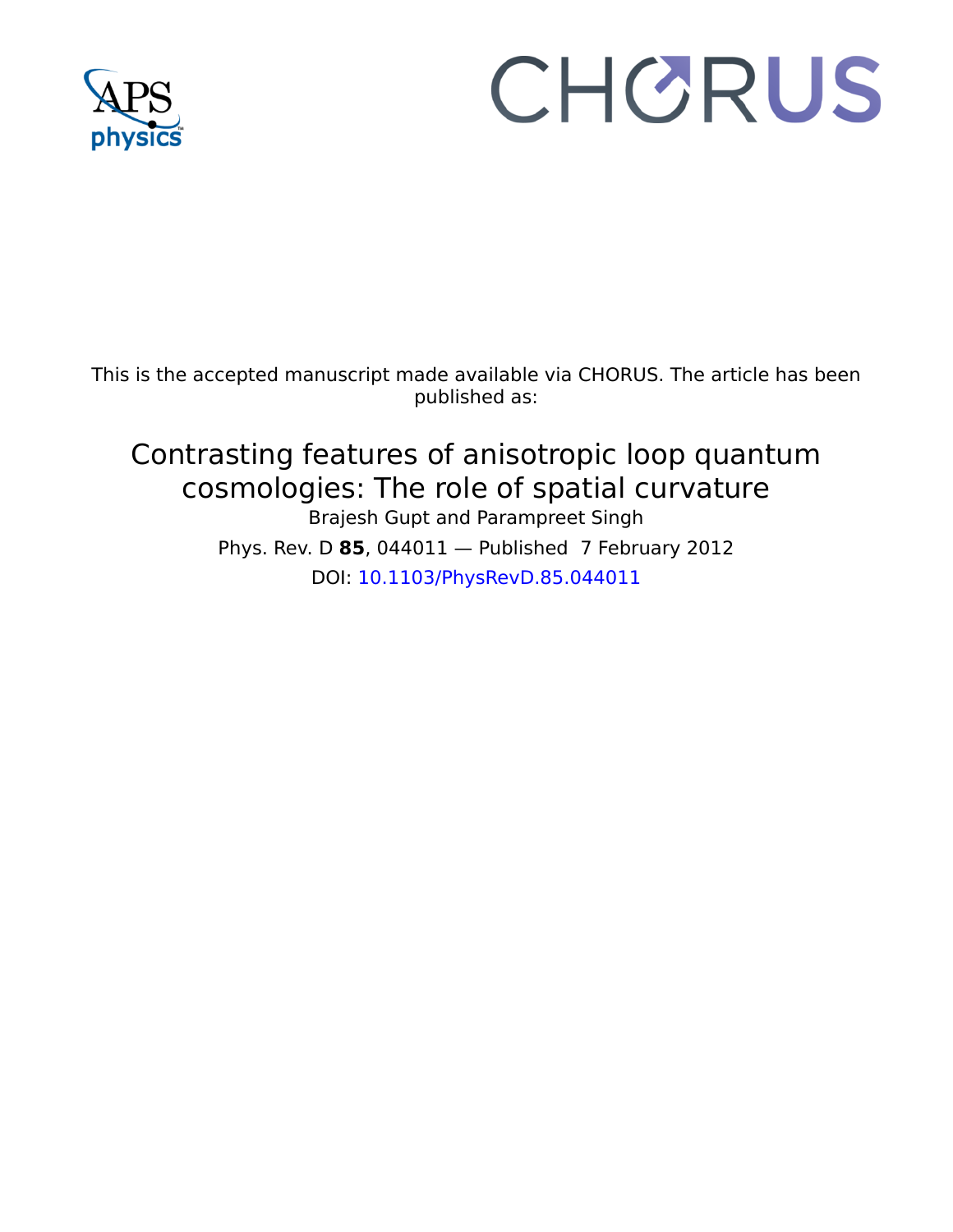This is the accepted manuscript made available via CHORUS. The article has been published as:

# Contrasting features of anisotropic loop quantum cosmologies: The role of spatial curvature

Brajesh Gupt and Parampreet Singh

Phys. Rev. D **85**, 044011 — Published 7 February 2012

DOI: 10.1103/PhysRevD.85.044011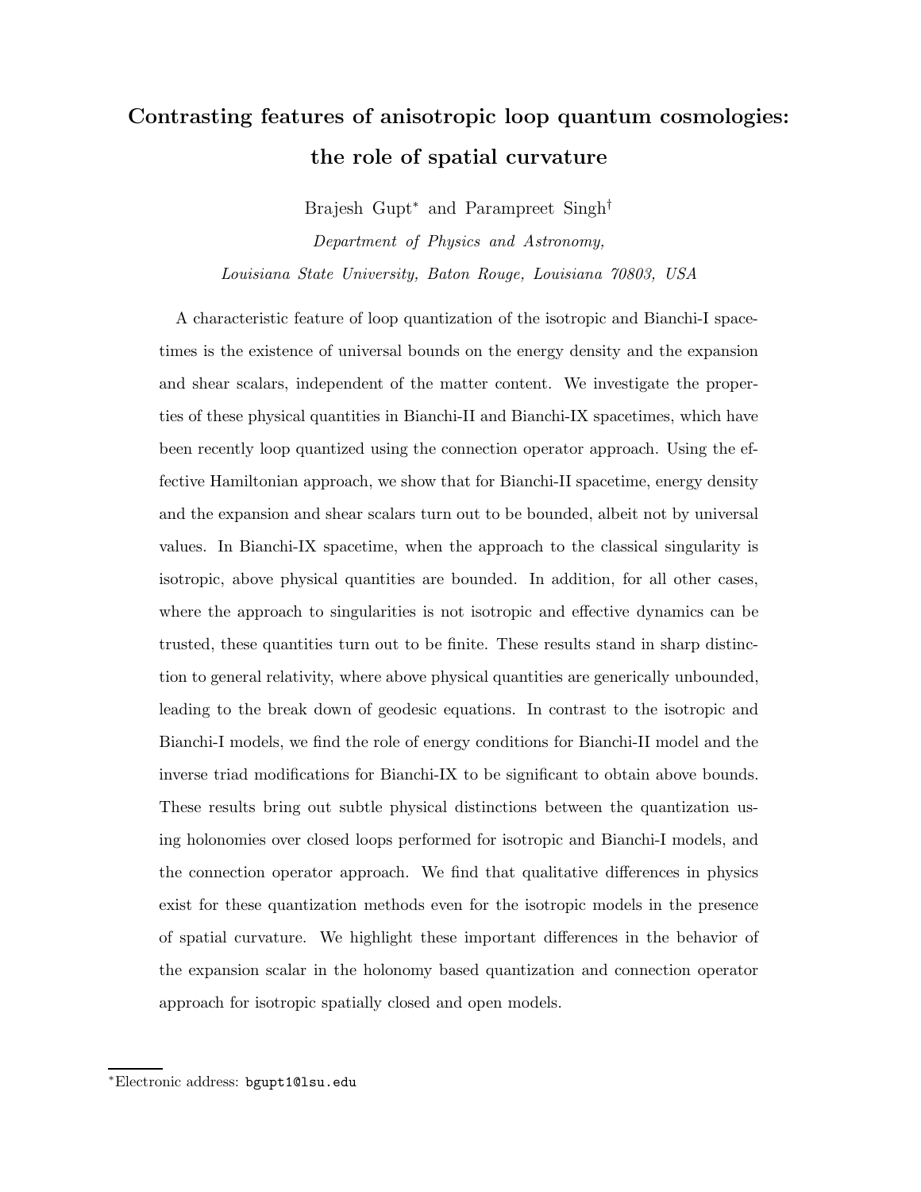# Contrasting features of anisotropic loop quantum cosmologies: the role of spatial curvature

Brajesh Gupt* and Parampreet Singh†

*Department of Physics and Astronomy,*
*Louisiana State University, Baton Rouge, Louisiana 70803, USA*

A characteristic feature of loop quantization of the isotropic and Bianchi-I spacetimes is the existence of universal bounds on the energy density and the expansion and shear scalars, independent of the matter content. We investigate the properties of these physical quantities in Bianchi-II and Bianchi-IX spacetimes, which have been recently loop quantized using the connection operator approach. Using the effective Hamiltonian approach, we show that for Bianchi-II spacetime, energy density and the expansion and shear scalars turn out to be bounded, albeit not by universal values. In Bianchi-IX spacetime, when the approach to the classical singularity is isotropic, above physical quantities are bounded. In addition, for all other cases, where the approach to singularities is not isotropic and effective dynamics can be trusted, these quantities turn out to be finite. These results stand in sharp distinction to general relativity, where above physical quantities are generically unbounded, leading to the break down of geodesic equations. In contrast to the isotropic and Bianchi-I models, we find the role of energy conditions for Bianchi-II model and the inverse triad modifications for Bianchi-IX to be significant to obtain above bounds. These results bring out subtle physical distinctions between the quantization using holonomies over closed loops performed for isotropic and Bianchi-I models, and the connection operator approach. We find that qualitative differences in physics exist for these quantization methods even for the isotropic models in the presence of spatial curvature. We highlight these important differences in the behavior of the expansion scalar in the holonomy based quantization and connection operator approach for isotropic spatially closed and open models.

*Electronic address: bgupt1@lsu.edu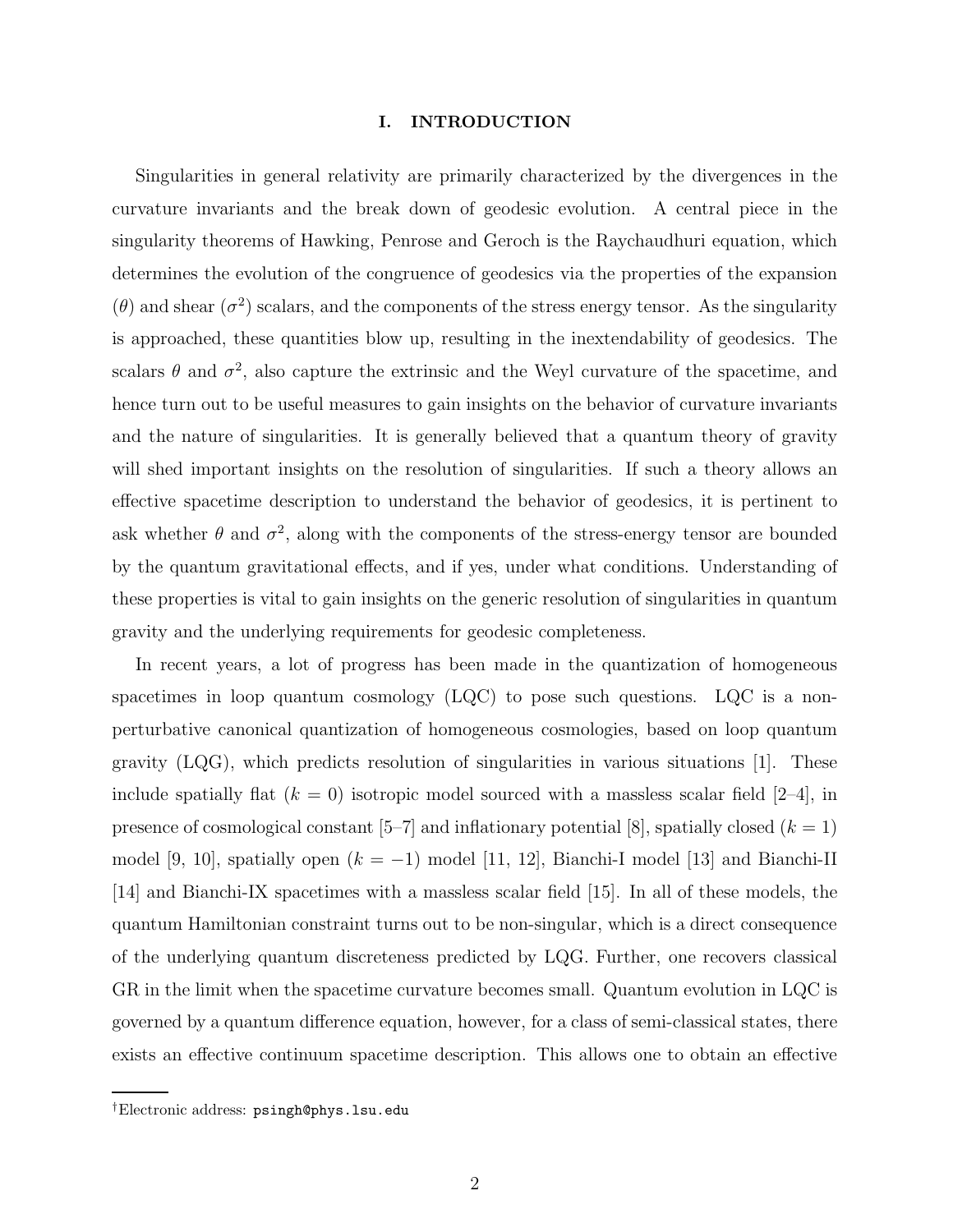## I. INTRODUCTION

Singularities in general relativity are primarily characterized by the divergences in the curvature invariants and the break down of geodesic evolution. A central piece in the singularity theorems of Hawking, Penrose and Geroch is the Raychaudhuri equation, which determines the evolution of the congruence of geodesics via the properties of the expansion ($\theta$) and shear ($\sigma^2$) scalars, and the components of the stress energy tensor. As the singularity is approached, these quantities blow up, resulting in the inextendability of geodesics. The scalars $\theta$ and $\sigma^2$, also capture the extrinsic and the Weyl curvature of the spacetime, and hence turn out to be useful measures to gain insights on the behavior of curvature invariants and the nature of singularities. It is generally believed that a quantum theory of gravity will shed important insights on the resolution of singularities. If such a theory allows an effective spacetime description to understand the behavior of geodesics, it is pertinent to ask whether $\theta$ and $\sigma^2$, along with the components of the stress-energy tensor are bounded by the quantum gravitational effects, and if yes, under what conditions. Understanding of these properties is vital to gain insights on the generic resolution of singularities in quantum gravity and the underlying requirements for geodesic completeness.

In recent years, a lot of progress has been made in the quantization of homogeneous spacetimes in loop quantum cosmology (LQC) to pose such questions. LQC is a non-perturbative canonical quantization of homogeneous cosmologies, based on loop quantum gravity (LQG), which predicts resolution of singularities in various situations [1]. These include spatially flat ($k = 0$) isotropic model sourced with a massless scalar field [2–4], in presence of cosmological constant [5–7] and inflationary potential [8], spatially closed ($k = 1$) model [9, 10], spatially open ($k = -1$) model [11, 12], Bianchi-I model [13] and Bianchi-II [14] and Bianchi-IX spacetimes with a massless scalar field [15]. In all of these models, the quantum Hamiltonian constraint turns out to be non-singular, which is a direct consequence of the underlying quantum discreteness predicted by LQG. Further, one recovers classical GR in the limit when the spacetime curvature becomes small. Quantum evolution in LQC is governed by a quantum difference equation, however, for a class of semi-classical states, there exists an effective continuum spacetime description. This allows one to obtain an effective

†Electronic address: psingh@phys.lsu.edu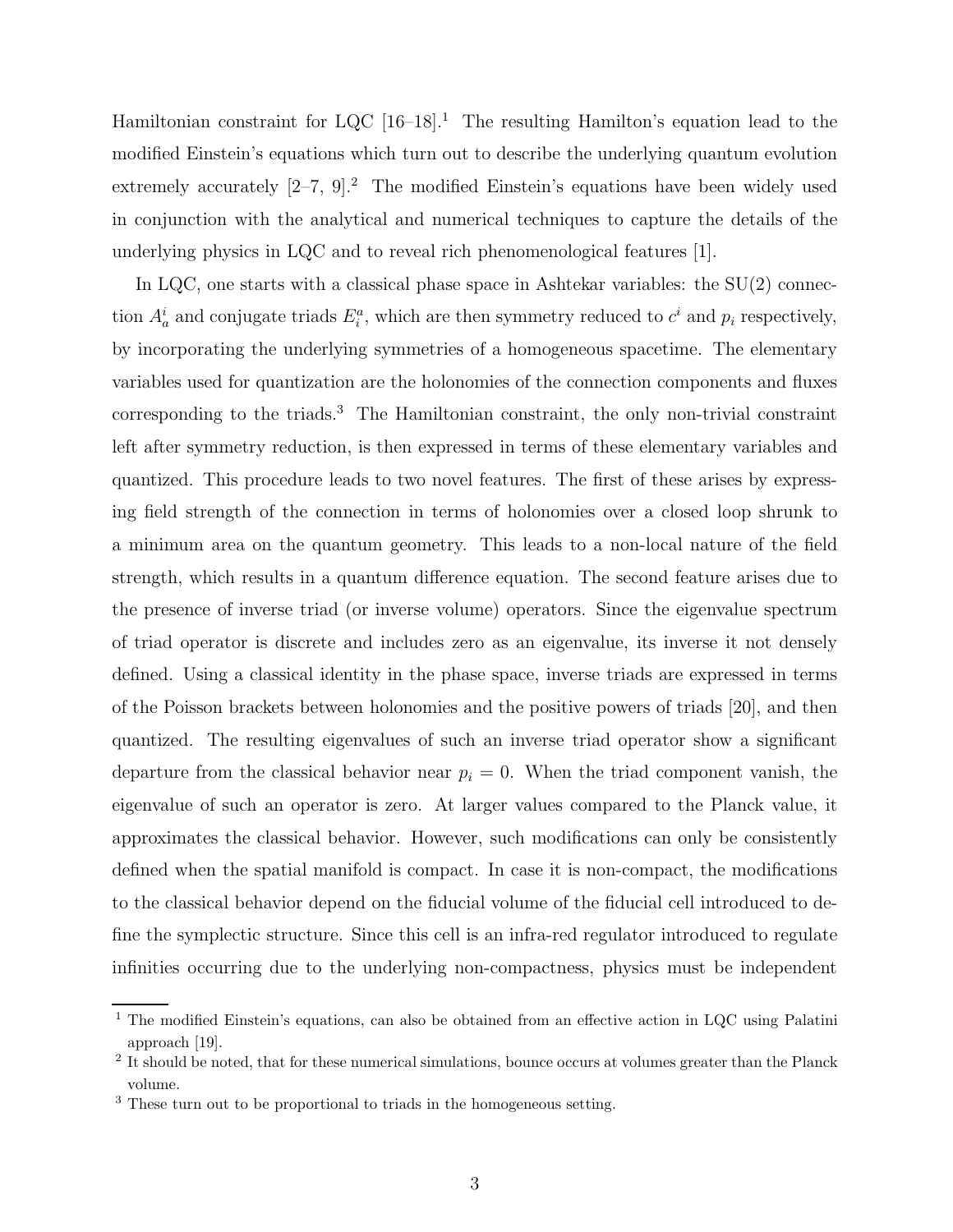Hamiltonian constraint for LQC [16–18].[1] The resulting Hamilton's equation lead to the modified Einstein's equations which turn out to describe the underlying quantum evolution extremely accurately [2–7, 9].[2] The modified Einstein's equations have been widely used in conjunction with the analytical and numerical techniques to capture the details of the underlying physics in LQC and to reveal rich phenomenological features [1].

In LQC, one starts with a classical phase space in Ashtekar variables: the SU(2) connection $A_a^i$ and conjugate triads $E_i^a$, which are then symmetry reduced to $c^i$ and $p_i$ respectively, by incorporating the underlying symmetries of a homogeneous spacetime. The elementary variables used for quantization are the holonomies of the connection components and fluxes corresponding to the triads.[3] The Hamiltonian constraint, the only non-trivial constraint left after symmetry reduction, is then expressed in terms of these elementary variables and quantized. This procedure leads to two novel features. The first of these arises by expressing field strength of the connection in terms of holonomies over a closed loop shrunk to a minimum area on the quantum geometry. This leads to a non-local nature of the field strength, which results in a quantum difference equation. The second feature arises due to the presence of inverse triad (or inverse volume) operators. Since the eigenvalue spectrum of triad operator is discrete and includes zero as an eigenvalue, its inverse it not densely defined. Using a classical identity in the phase space, inverse triads are expressed in terms of the Poisson brackets between holonomies and the positive powers of triads [20], and then quantized. The resulting eigenvalues of such an inverse triad operator show a significant departure from the classical behavior near $p_i = 0$. When the triad component vanish, the eigenvalue of such an operator is zero. At larger values compared to the Planck value, it approximates the classical behavior. However, such modifications can only be consistently defined when the spatial manifold is compact. In case it is non-compact, the modifications to the classical behavior depend on the fiducial volume of the fiducial cell introduced to define the symplectic structure. Since this cell is an infra-red regulator introduced to regulate infinities occurring due to the underlying non-compactness, physics must be independent

---

[1] The modified Einstein's equations, can also be obtained from an effective action in LQC using Palatini approach [19].

[2] It should be noted, that for these numerical simulations, bounce occurs at volumes greater than the Planck volume.

[3] These turn out to be proportional to triads in the homogeneous setting.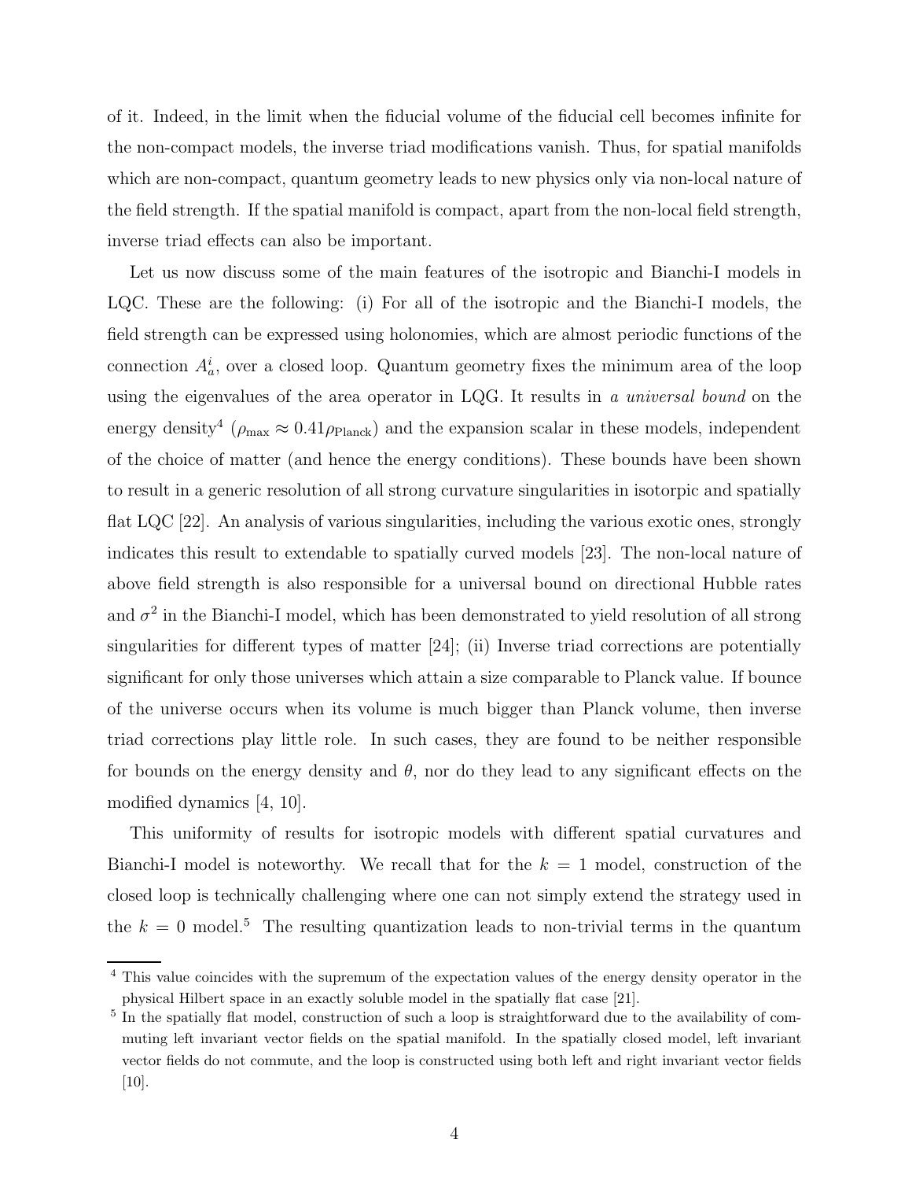of it. Indeed, in the limit when the fiducial volume of the fiducial cell becomes infinite for the non-compact models, the inverse triad modifications vanish. Thus, for spatial manifolds which are non-compact, quantum geometry leads to new physics only via non-local nature of the field strength. If the spatial manifold is compact, apart from the non-local field strength, inverse triad effects can also be important.

Let us now discuss some of the main features of the isotropic and Bianchi-I models in LQC. These are the following: (i) For all of the isotropic and the Bianchi-I models, the field strength can be expressed using holonomies, which are almost periodic functions of the connection $A_a^i$, over a closed loop. Quantum geometry fixes the minimum area of the loop using the eigenvalues of the area operator in LQG. It results in *a universal bound* on the energy density[4] ($\rho_{\rm max} \approx 0.41 \rho_{\rm Planck}$) and the expansion scalar in these models, independent of the choice of matter (and hence the energy conditions). These bounds have been shown to result in a generic resolution of all strong curvature singularities in isotorpic and spatially flat LQC [22]. An analysis of various singularities, including the various exotic ones, strongly indicates this result to extendable to spatially curved models [23]. The non-local nature of above field strength is also responsible for a universal bound on directional Hubble rates and $\sigma^2$ in the Bianchi-I model, which has been demonstrated to yield resolution of all strong singularities for different types of matter [24]; (ii) Inverse triad corrections are potentially significant for only those universes which attain a size comparable to Planck value. If bounce of the universe occurs when its volume is much bigger than Planck volume, then inverse triad corrections play little role. In such cases, they are found to be neither responsible for bounds on the energy density and $\theta$, nor do they lead to any significant effects on the modified dynamics [4, 10].

This uniformity of results for isotropic models with different spatial curvatures and Bianchi-I model is noteworthy. We recall that for the $k = 1$ model, construction of the closed loop is technically challenging where one can not simply extend the strategy used in the $k = 0$ model.[5] The resulting quantization leads to non-trivial terms in the quantum

---

[4] This value coincides with the supremum of the expectation values of the energy density operator in the physical Hilbert space in an exactly soluble model in the spatially flat case [21].

[5] In the spatially flat model, construction of such a loop is straightforward due to the availability of commuting left invariant vector fields on the spatial manifold. In the spatially closed model, left invariant vector fields do not commute, and the loop is constructed using both left and right invariant vector fields [10].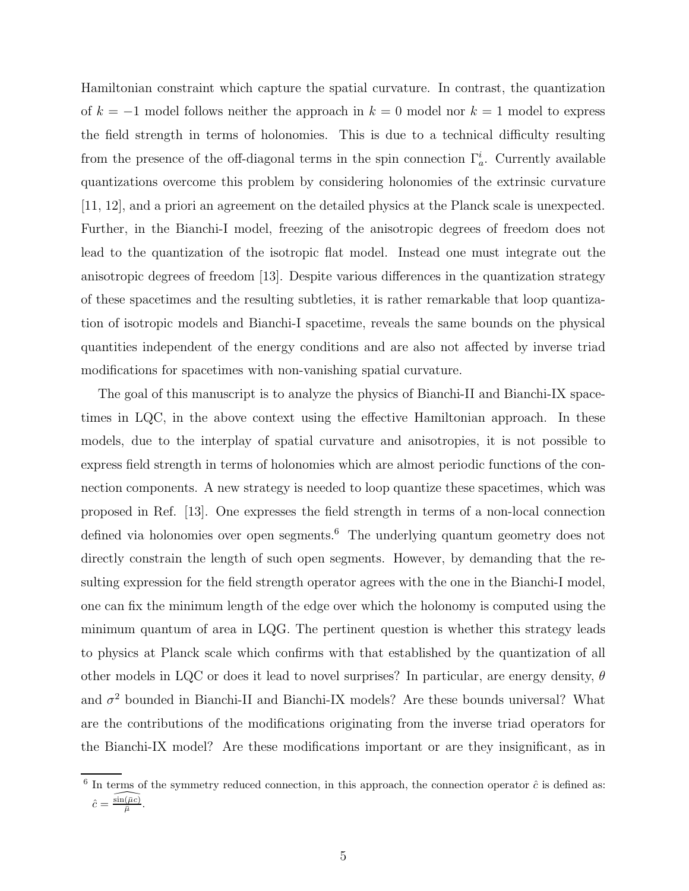Hamiltonian constraint which capture the spatial curvature. In contrast, the quantization of $k = -1$ model follows neither the approach in $k = 0$ model nor $k = 1$ model to express the field strength in terms of holonomies. This is due to a technical difficulty resulting from the presence of the off-diagonal terms in the spin connection $\Gamma^i_a$. Currently available quantizations overcome this problem by considering holonomies of the extrinsic curvature [11, 12], and a priori an agreement on the detailed physics at the Planck scale is unexpected. Further, in the Bianchi-I model, freezing of the anisotropic degrees of freedom does not lead to the quantization of the isotropic flat model. Instead one must integrate out the anisotropic degrees of freedom [13]. Despite various differences in the quantization strategy of these spacetimes and the resulting subtleties, it is rather remarkable that loop quantization of isotropic models and Bianchi-I spacetime, reveals the same bounds on the physical quantities independent of the energy conditions and are also not affected by inverse triad modifications for spacetimes with non-vanishing spatial curvature.

The goal of this manuscript is to analyze the physics of Bianchi-II and Bianchi-IX spacetimes in LQC, in the above context using the effective Hamiltonian approach. In these models, due to the interplay of spatial curvature and anisotropies, it is not possible to express field strength in terms of holonomies which are almost periodic functions of the connection components. A new strategy is needed to loop quantize these spacetimes, which was proposed in Ref. [13]. One expresses the field strength in terms of a non-local connection defined via holonomies over open segments.[6] The underlying quantum geometry does not directly constrain the length of such open segments. However, by demanding that the resulting expression for the field strength operator agrees with the one in the Bianchi-I model, one can fix the minimum length of the edge over which the holonomy is computed using the minimum quantum of area in LQG. The pertinent question is whether this strategy leads to physics at Planck scale which confirms with that established by the quantization of all other models in LQC or does it lead to novel surprises? In particular, are energy density, $\theta$ and $\sigma^2$ bounded in Bianchi-II and Bianchi-IX models? Are these bounds universal? What are the contributions of the modifications originating from the inverse triad operators for the Bianchi-IX model? Are these modifications important or are they insignificant, as in

[6] In terms of the symmetry reduced connection, in this approach, the connection operator $\hat{c}$ is defined as: $\hat{c} = \frac{\widehat{\sin(\bar{\mu} c)}}{\bar{\mu}}$.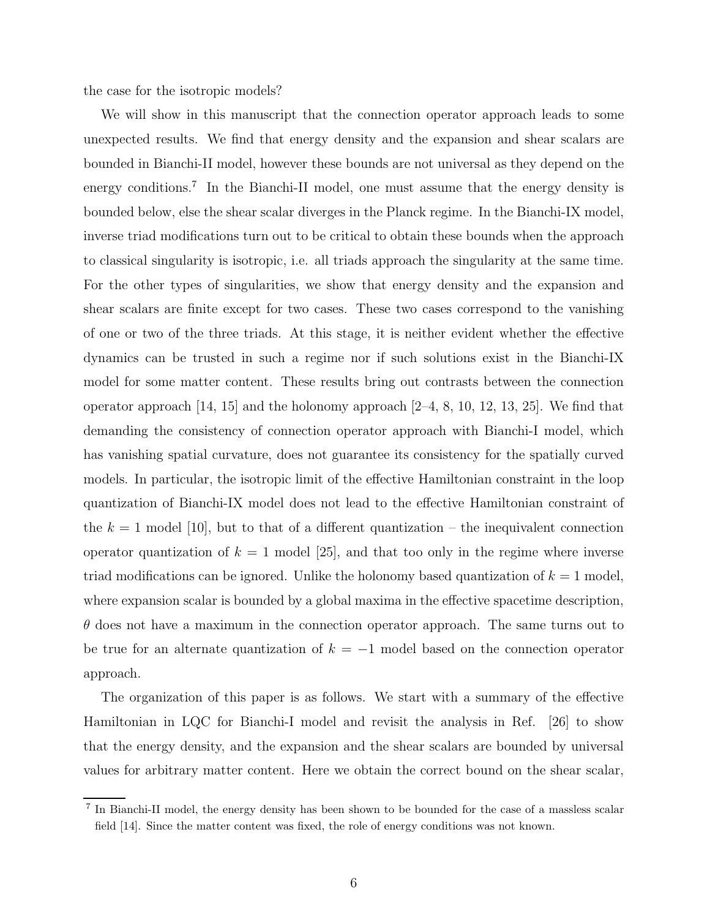the case for the isotropic models?

We will show in this manuscript that the connection operator approach leads to some unexpected results. We find that energy density and the expansion and shear scalars are bounded in Bianchi-II model, however these bounds are not universal as they depend on the energy conditions.[7] In the Bianchi-II model, one must assume that the energy density is bounded below, else the shear scalar diverges in the Planck regime. In the Bianchi-IX model, inverse triad modifications turn out to be critical to obtain these bounds when the approach to classical singularity is isotropic, i.e. all triads approach the singularity at the same time. For the other types of singularities, we show that energy density and the expansion and shear scalars are finite except for two cases. These two cases correspond to the vanishing of one or two of the three triads. At this stage, it is neither evident whether the effective dynamics can be trusted in such a regime nor if such solutions exist in the Bianchi-IX model for some matter content. These results bring out contrasts between the connection operator approach [14, 15] and the holonomy approach [2–4, 8, 10, 12, 13, 25]. We find that demanding the consistency of connection operator approach with Bianchi-I model, which has vanishing spatial curvature, does not guarantee its consistency for the spatially curved models. In particular, the isotropic limit of the effective Hamiltonian constraint in the loop quantization of Bianchi-IX model does not lead to the effective Hamiltonian constraint of the $k = 1$ model [10], but to that of a different quantization – the inequivalent connection operator quantization of $k = 1$ model [25], and that too only in the regime where inverse triad modifications can be ignored. Unlike the holonomy based quantization of $k = 1$ model, where expansion scalar is bounded by a global maxima in the effective spacetime description, $\theta$ does not have a maximum in the connection operator approach. The same turns out to be true for an alternate quantization of $k = -1$ model based on the connection operator approach.

The organization of this paper is as follows. We start with a summary of the effective Hamiltonian in LQC for Bianchi-I model and revisit the analysis in Ref. [26] to show that the energy density, and the expansion and the shear scalars are bounded by universal values for arbitrary matter content. Here we obtain the correct bound on the shear scalar,

[7] In Bianchi-II model, the energy density has been shown to be bounded for the case of a massless scalar field [14]. Since the matter content was fixed, the role of energy conditions was not known.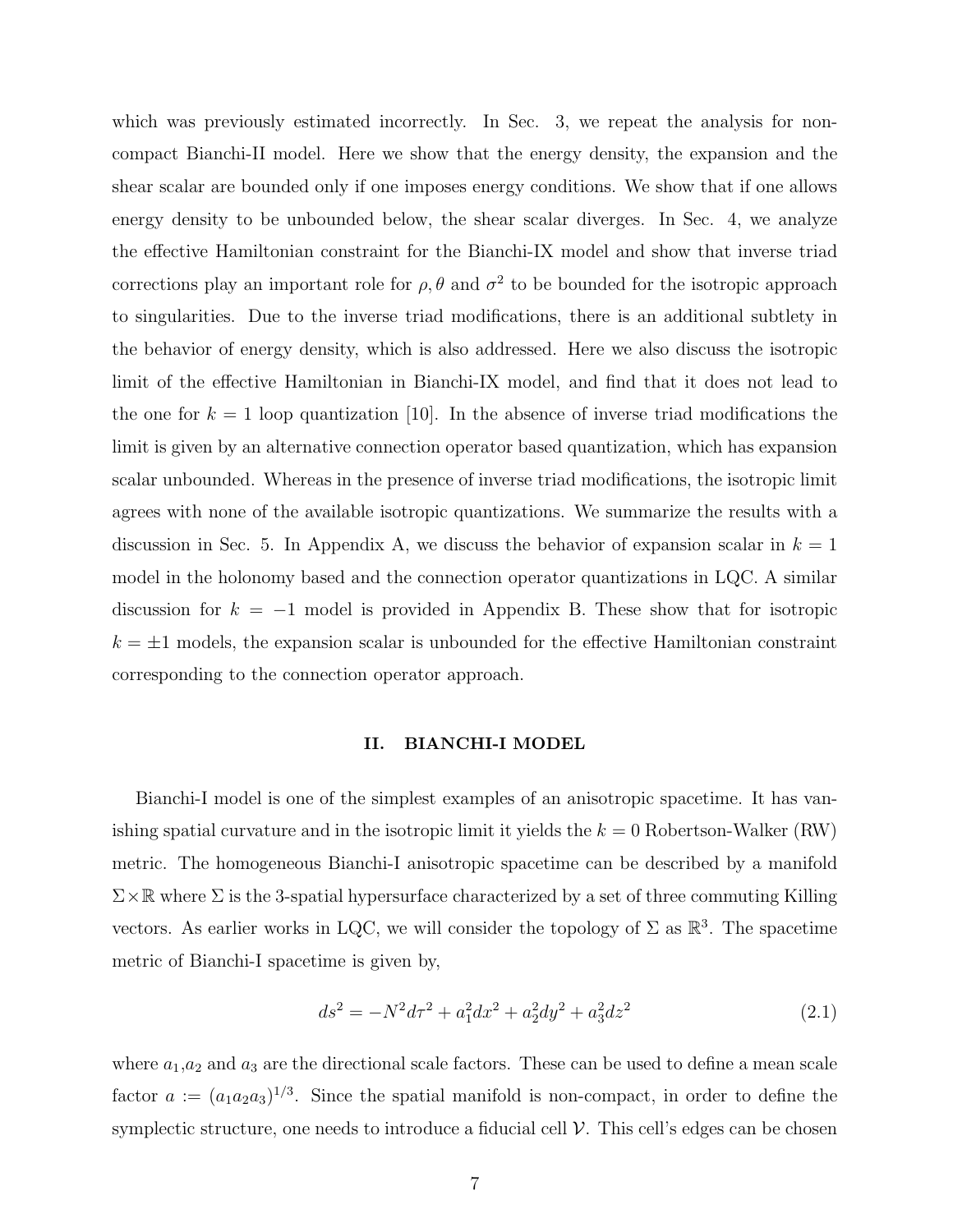which was previously estimated incorrectly. In Sec. 3, we repeat the analysis for non-compact Bianchi-II model. Here we show that the energy density, the expansion and the shear scalar are bounded only if one imposes energy conditions. We show that if one allows energy density to be unbounded below, the shear scalar diverges. In Sec. 4, we analyze the effective Hamiltonian constraint for the Bianchi-IX model and show that inverse triad corrections play an important role for $\rho, \theta$ and $\sigma^2$ to be bounded for the isotropic approach to singularities. Due to the inverse triad modifications, there is an additional subtlety in the behavior of energy density, which is also addressed. Here we also discuss the isotropic limit of the effective Hamiltonian in Bianchi-IX model, and find that it does not lead to the one for $k = 1$ loop quantization [10]. In the absence of inverse triad modifications the limit is given by an alternative connection operator based quantization, which has expansion scalar unbounded. Whereas in the presence of inverse triad modifications, the isotropic limit agrees with none of the available isotropic quantizations. We summarize the results with a discussion in Sec. 5. In Appendix A, we discuss the behavior of expansion scalar in $k = 1$ model in the holonomy based and the connection operator quantizations in LQC. A similar discussion for $k = -1$ model is provided in Appendix B. These show that for isotropic $k = \pm 1$ models, the expansion scalar is unbounded for the effective Hamiltonian constraint corresponding to the connection operator approach.

## II. BIANCHI-I MODEL

Bianchi-I model is one of the simplest examples of an anisotropic spacetime. It has vanishing spatial curvature and in the isotropic limit it yields the $k = 0$ Robertson-Walker (RW) metric. The homogeneous Bianchi-I anisotropic spacetime can be described by a manifold $\Sigma \times \mathbb{R}$ where $\Sigma$ is the 3-spatial hypersurface characterized by a set of three commuting Killing vectors. As earlier works in LQC, we will consider the topology of $\Sigma$ as $\mathbb{R}^3$. The spacetime metric of Bianchi-I spacetime is given by,

$$ds^2 = -N^2 d\tau^2 + a_1^2 dx^2 + a_2^2 dy^2 + a_3^2 dz^2 \tag{2.1}$$

where $a_1$, $a_2$ and $a_3$ are the directional scale factors. These can be used to define a mean scale factor $a := (a_1 a_2 a_3)^{1/3}$. Since the spatial manifold is non-compact, in order to define the symplectic structure, one needs to introduce a fiducial cell $\mathcal{V}$. This cell's edges can be chosen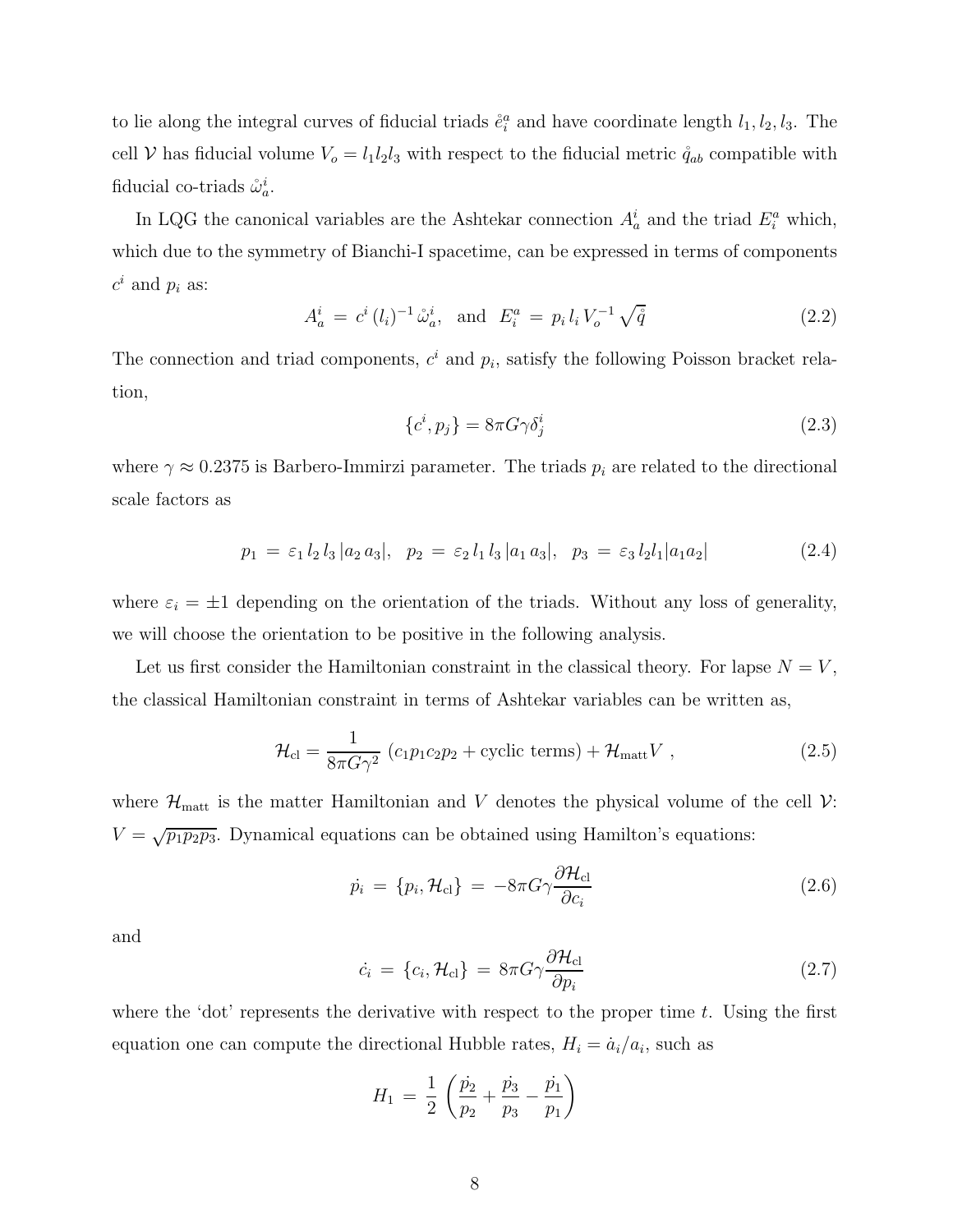to lie along the integral curves of fiducial triads $\mathring{e}_i^a$ and have coordinate length $l_1, l_2, l_3$. The cell $\mathcal{V}$ has fiducial volume $V_o = l_1 l_2 l_3$ with respect to the fiducial metric $\mathring{q}_{ab}$ compatible with fiducial co-triads $\mathring{\omega}_a^i$.

In LQG the canonical variables are the Ashtekar connection $A_a^i$ and the triad $E_i^a$ which, which due to the symmetry of Bianchi-I spacetime, can be expressed in terms of components $c^i$ and $p_i$ as:

$$A_a^i \,=\, c^i \,(l_i)^{-1}\, \mathring{\omega}_a^i, \quad \text{and} \quad E_i^a \,=\, p_i \, l_i \, V_o^{-1} \sqrt{\mathring{q}} \tag{2.2}$$

The connection and triad components, $c^i$ and $p_i$, satisfy the following Poisson bracket relation,

$$\{c^i, p_j\} = 8\pi G \gamma \delta_j^i \tag{2.3}$$

where $\gamma \approx 0.2375$ is Barbero-Immirzi parameter. The triads $p_i$ are related to the directional scale factors as

$$p_1 \,=\, \varepsilon_1 \, l_2 \, l_3 \, |a_2 \, a_3|, \quad p_2 \,=\, \varepsilon_2 \, l_1 \, l_3 \, |a_1 \, a_3|, \quad p_3 \,=\, \varepsilon_3 \, l_2 l_1 |a_1 a_2| \tag{2.4}$$

where $\varepsilon_i = \pm 1$ depending on the orientation of the triads. Without any loss of generality, we will choose the orientation to be positive in the following analysis.

Let us first consider the Hamiltonian constraint in the classical theory. For lapse $N = V$, the classical Hamiltonian constraint in terms of Ashtekar variables can be written as,

$$\mathcal{H}_{\rm cl} = \frac{1}{8\pi G \gamma^2} \, (c_1 p_1 c_2 p_2 + \text{cyclic terms}) + \mathcal{H}_{\rm matt} V \ , \tag{2.5}$$

where $\mathcal{H}_{\rm matt}$ is the matter Hamiltonian and $V$ denotes the physical volume of the cell $\mathcal{V}$: $V = \sqrt{p_1 p_2 p_3}$. Dynamical equations can be obtained using Hamilton's equations:

$$\dot{p_i} \,=\, \{p_i, \mathcal{H}_{\rm cl}\} \,=\, -8\pi G \gamma \frac{\partial \mathcal{H}_{\rm cl}}{\partial c_i} \tag{2.6}$$

and

$$\dot{c_i} \,=\, \{c_i, \mathcal{H}_{\rm cl}\} \,=\, 8\pi G \gamma \frac{\partial \mathcal{H}_{\rm cl}}{\partial p_i} \tag{2.7}$$

where the 'dot' represents the derivative with respect to the proper time $t$. Using the first equation one can compute the directional Hubble rates, $H_i = \dot{a}_i / a_i$, such as

$$H_1 \,=\, \frac{1}{2} \left( \frac{\dot{p_2}}{p_2} + \frac{\dot{p_3}}{p_3} - \frac{\dot{p_1}}{p_1} \right)$$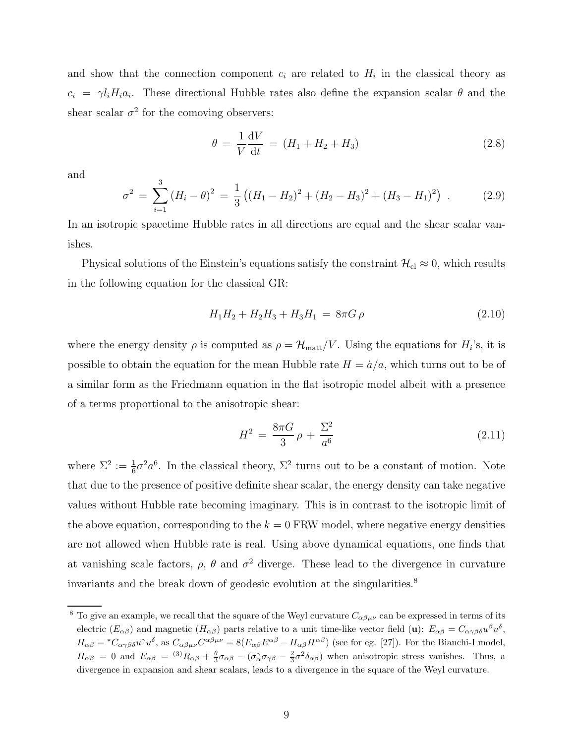and show that the connection component $c_i$ are related to $H_i$ in the classical theory as $c_i = \gamma l_i H_i a_i$. These directional Hubble rates also define the expansion scalar $\theta$ and the shear scalar $\sigma^2$ for the comoving observers:

$$\theta \,=\, \frac{1}{V}\frac{\mathrm{d}V}{\mathrm{d}t} \,=\, (H_1 + H_2 + H_3) \tag{2.8}$$

and

$$\sigma^2 \,=\, \sum_{i=1}^{3} \left(H_i - \theta\right)^2 \,=\, \frac{1}{3}\left((H_1 - H_2)^2 + (H_2 - H_3)^2 + (H_3 - H_1)^2\right) \,. \tag{2.9}$$

In an isotropic spacetime Hubble rates in all directions are equal and the shear scalar vanishes.

Physical solutions of the Einstein's equations satisfy the constraint $\mathcal{H}_{\rm cl} \approx 0$, which results in the following equation for the classical GR:

$$H_1 H_2 + H_2 H_3 + H_3 H_1 \,=\, 8\pi G\, \rho \tag{2.10}$$

where the energy density $\rho$ is computed as $\rho = \mathcal{H}_{\rm matt}/V$. Using the equations for $H_i$'s, it is possible to obtain the equation for the mean Hubble rate $H = \dot{a}/a$, which turns out to be of a similar form as the Friedmann equation in the flat isotropic model albeit with a presence of a terms proportional to the anisotropic shear:

$$H^2 \,=\, \frac{8\pi G}{3}\, \rho \,+\, \frac{\Sigma^2}{a^6} \tag{2.11}$$

where $\Sigma^2 := \frac{1}{6}\sigma^2 a^6$. In the classical theory, $\Sigma^2$ turns out to be a constant of motion. Note that due to the presence of positive definite shear scalar, the energy density can take negative values without Hubble rate becoming imaginary. This is in contrast to the isotropic limit of the above equation, corresponding to the $k = 0$ FRW model, where negative energy densities are not allowed when Hubble rate is real. Using above dynamical equations, one finds that at vanishing scale factors, $\rho$, $\theta$ and $\sigma^2$ diverge. These lead to the divergence in curvature invariants and the break down of geodesic evolution at the singularities.[8]

[8] To give an example, we recall that the square of the Weyl curvature $C_{\alpha\beta\mu\nu}$ can be expressed in terms of its electric ($E_{\alpha\beta}$) and magnetic ($H_{\alpha\beta}$) parts relative to a unit time-like vector field ($\mathbf{u}$): $E_{\alpha\beta} = C_{\alpha\gamma\beta\delta}u^\beta u^\delta$, $H_{\alpha\beta} = {}^*C_{\alpha\gamma\beta\delta}u^\gamma u^\delta$, as $C_{\alpha\beta\mu\nu}C^{\alpha\beta\mu\nu} = 8(E_{\alpha\beta}E^{\alpha\beta} - H_{\alpha\beta}H^{\alpha\beta})$ (see for eg. [27]). For the Bianchi-I model, $H_{\alpha\beta} = 0$ and $E_{\alpha\beta} = {}^{(3)}R_{\alpha\beta} + \frac{\theta}{3}\sigma_{\alpha\beta} - (\sigma_\alpha^\gamma \sigma_{\gamma\beta} - \frac{2}{3}\sigma^2 \delta_{\alpha\beta})$ when anisotropic stress vanishes. Thus, a divergence in expansion and shear scalars, leads to a divergence in the square of the Weyl curvature.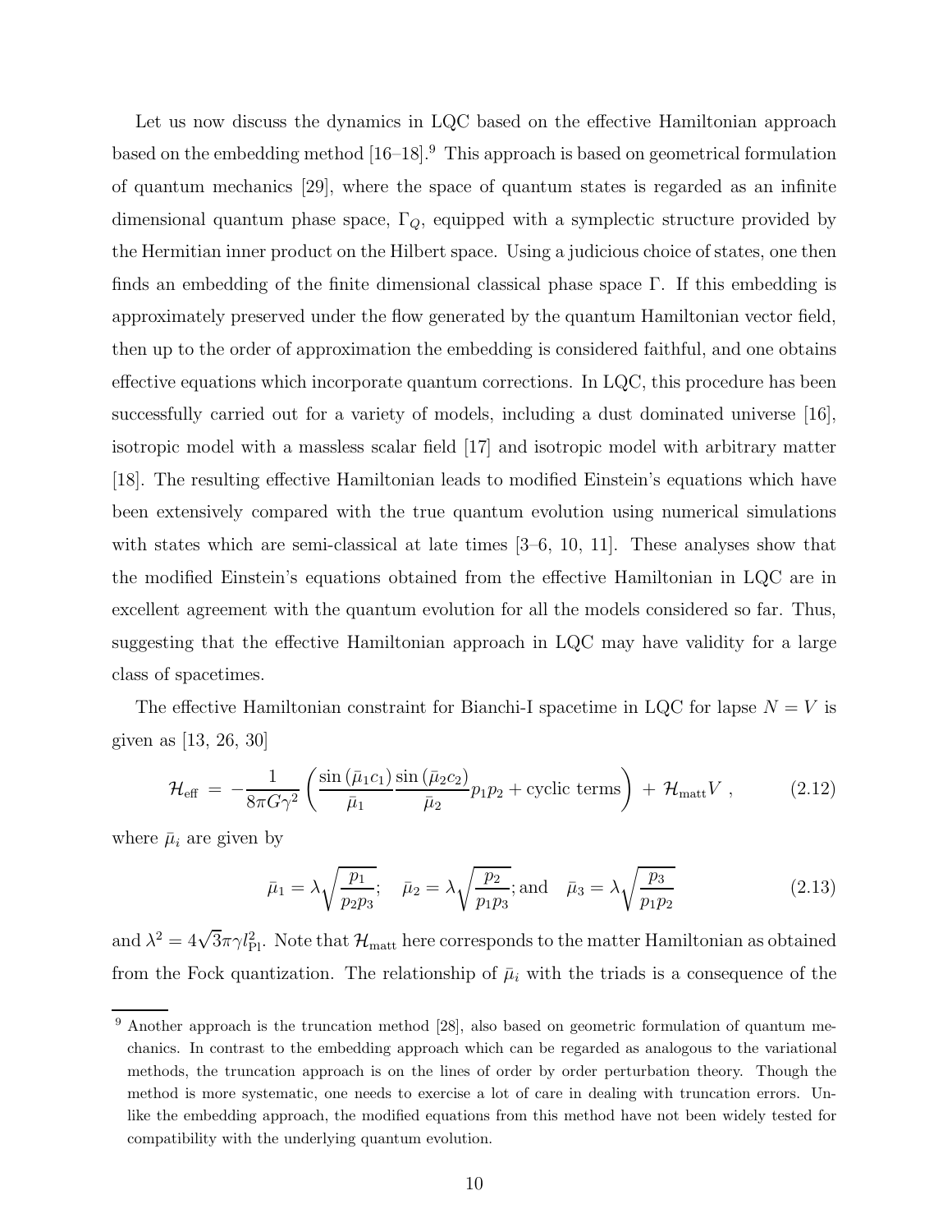Let us now discuss the dynamics in LQC based on the effective Hamiltonian approach based on the embedding method [16–18].[9] This approach is based on geometrical formulation of quantum mechanics [29], where the space of quantum states is regarded as an infinite dimensional quantum phase space, $\Gamma_Q$, equipped with a symplectic structure provided by the Hermitian inner product on the Hilbert space. Using a judicious choice of states, one then finds an embedding of the finite dimensional classical phase space $\Gamma$. If this embedding is approximately preserved under the flow generated by the quantum Hamiltonian vector field, then up to the order of approximation the embedding is considered faithful, and one obtains effective equations which incorporate quantum corrections. In LQC, this procedure has been successfully carried out for a variety of models, including a dust dominated universe [16], isotropic model with a massless scalar field [17] and isotropic model with arbitrary matter [18]. The resulting effective Hamiltonian leads to modified Einstein's equations which have been extensively compared with the true quantum evolution using numerical simulations with states which are semi-classical at late times [3–6, 10, 11]. These analyses show that the modified Einstein's equations obtained from the effective Hamiltonian in LQC are in excellent agreement with the quantum evolution for all the models considered so far. Thus, suggesting that the effective Hamiltonian approach in LQC may have validity for a large class of spacetimes.

The effective Hamiltonian constraint for Bianchi-I spacetime in LQC for lapse $N = V$ is given as [13, 26, 30]

$$\mathcal{H}_{\text{eff}} \;=\; -\frac{1}{8\pi G\gamma^2}\left(\frac{\sin\left(\bar{\mu}_1 c_1\right)}{\bar{\mu}_1}\frac{\sin\left(\bar{\mu}_2 c_2\right)}{\bar{\mu}_2}p_1 p_2 + \text{cyclic terms}\right) \;+\; \mathcal{H}_{\text{matt}} V \;, \tag{2.12}$$

where $\bar{\mu}_i$ are given by

$$\bar{\mu}_1 = \lambda\sqrt{\frac{p_1}{p_2 p_3}};\quad \bar{\mu}_2 = \lambda\sqrt{\frac{p_2}{p_1 p_3}};\text{and}\quad \bar{\mu}_3 = \lambda\sqrt{\frac{p_3}{p_1 p_2}} \tag{2.13}$$

and $\lambda^2 = 4\sqrt{3}\pi\gamma l_{\rm Pl}^2$. Note that $\mathcal{H}_{\text{matt}}$ here corresponds to the matter Hamiltonian as obtained from the Fock quantization. The relationship of $\bar{\mu}_i$ with the triads is a consequence of the

[9] Another approach is the truncation method [28], also based on geometric formulation of quantum mechanics. In contrast to the embedding approach which can be regarded as analogous to the variational methods, the truncation approach is on the lines of order by order perturbation theory. Though the method is more systematic, one needs to exercise a lot of care in dealing with truncation errors. Unlike the embedding approach, the modified equations from this method have not been widely tested for compatibility with the underlying quantum evolution.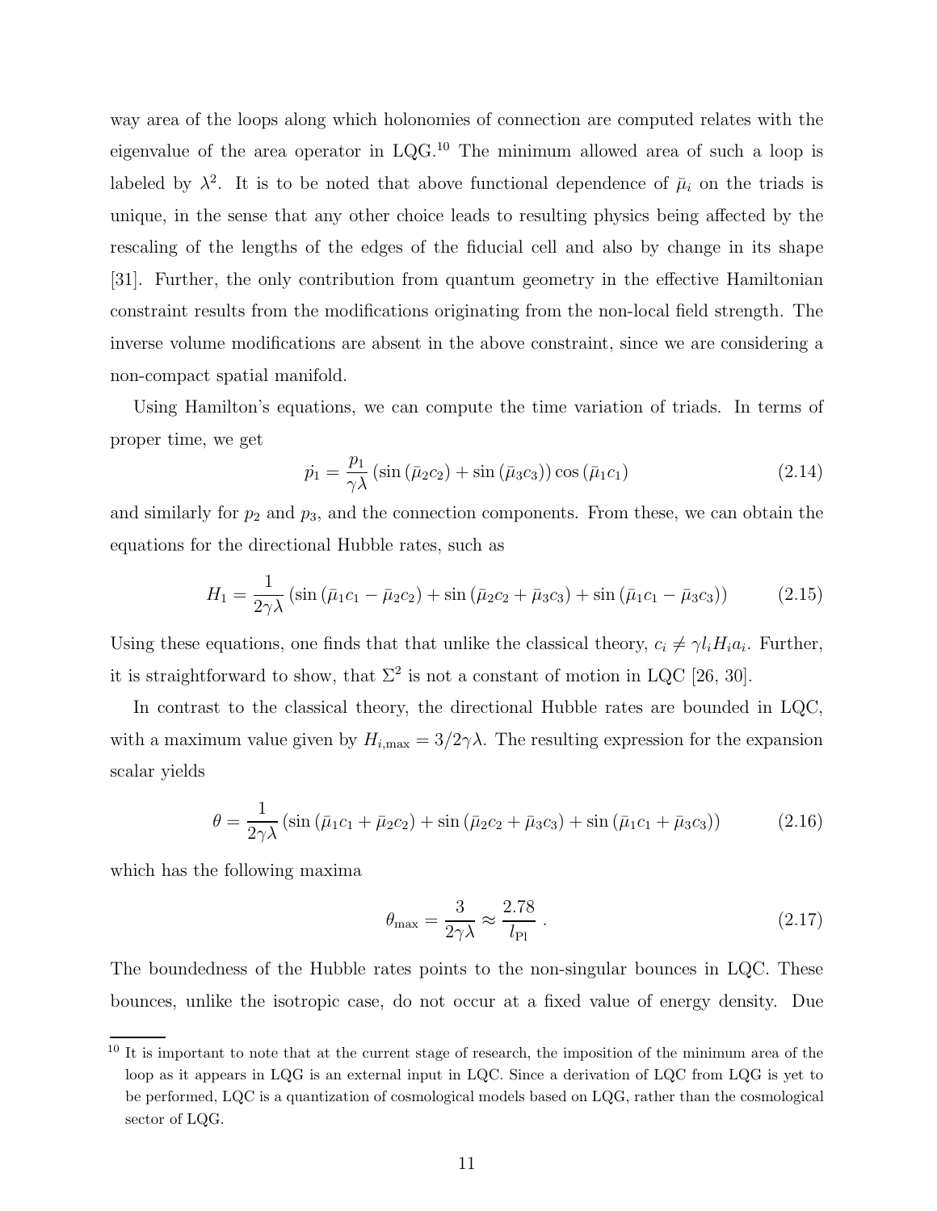way area of the loops along which holonomies of connection are computed relates with the eigenvalue of the area operator in LQG.[10] The minimum allowed area of such a loop is labeled by $\lambda^2$. It is to be noted that above functional dependence of $\bar{\mu}_i$ on the triads is unique, in the sense that any other choice leads to resulting physics being affected by the rescaling of the lengths of the edges of the fiducial cell and also by change in its shape [31]. Further, the only contribution from quantum geometry in the effective Hamiltonian constraint results from the modifications originating from the non-local field strength. The inverse volume modifications are absent in the above constraint, since we are considering a non-compact spatial manifold.

Using Hamilton's equations, we can compute the time variation of triads. In terms of proper time, we get

$$\dot{p_1} = \frac{p_1}{\gamma\lambda}\left(\sin\left(\bar{\mu}_2 c_2\right) + \sin\left(\bar{\mu}_3 c_3\right)\right)\cos\left(\bar{\mu}_1 c_1\right) \tag{2.14}$$

and similarly for $p_2$ and $p_3$, and the connection components. From these, we can obtain the equations for the directional Hubble rates, such as

$$H_1 = \frac{1}{2\gamma\lambda}\left(\sin\left(\bar{\mu}_1 c_1 - \bar{\mu}_2 c_2\right) + \sin\left(\bar{\mu}_2 c_2 + \bar{\mu}_3 c_3\right) + \sin\left(\bar{\mu}_1 c_1 - \bar{\mu}_3 c_3\right)\right) \tag{2.15}$$

Using these equations, one finds that that unlike the classical theory, $c_i \neq \gamma l_i H_i a_i$. Further, it is straightforward to show, that $\Sigma^2$ is not a constant of motion in LQC [26, 30].

In contrast to the classical theory, the directional Hubble rates are bounded in LQC, with a maximum value given by $H_{i,\max} = 3/2\gamma\lambda$. The resulting expression for the expansion scalar yields

$$\theta = \frac{1}{2\gamma\lambda}\left(\sin\left(\bar{\mu}_1 c_1 + \bar{\mu}_2 c_2\right) + \sin\left(\bar{\mu}_2 c_2 + \bar{\mu}_3 c_3\right) + \sin\left(\bar{\mu}_1 c_1 + \bar{\mu}_3 c_3\right)\right) \tag{2.16}$$

which has the following maxima

$$\theta_{\max} = \frac{3}{2\gamma\lambda} \approx \frac{2.78}{l_{\rm Pl}}\ . \tag{2.17}$$

The boundedness of the Hubble rates points to the non-singular bounces in LQC. These bounces, unlike the isotropic case, do not occur at a fixed value of energy density. Due

---

[10] It is important to note that at the current stage of research, the imposition of the minimum area of the loop as it appears in LQG is an external input in LQC. Since a derivation of LQC from LQG is yet to be performed, LQC is a quantization of cosmological models based on LQG, rather than the cosmological sector of LQG.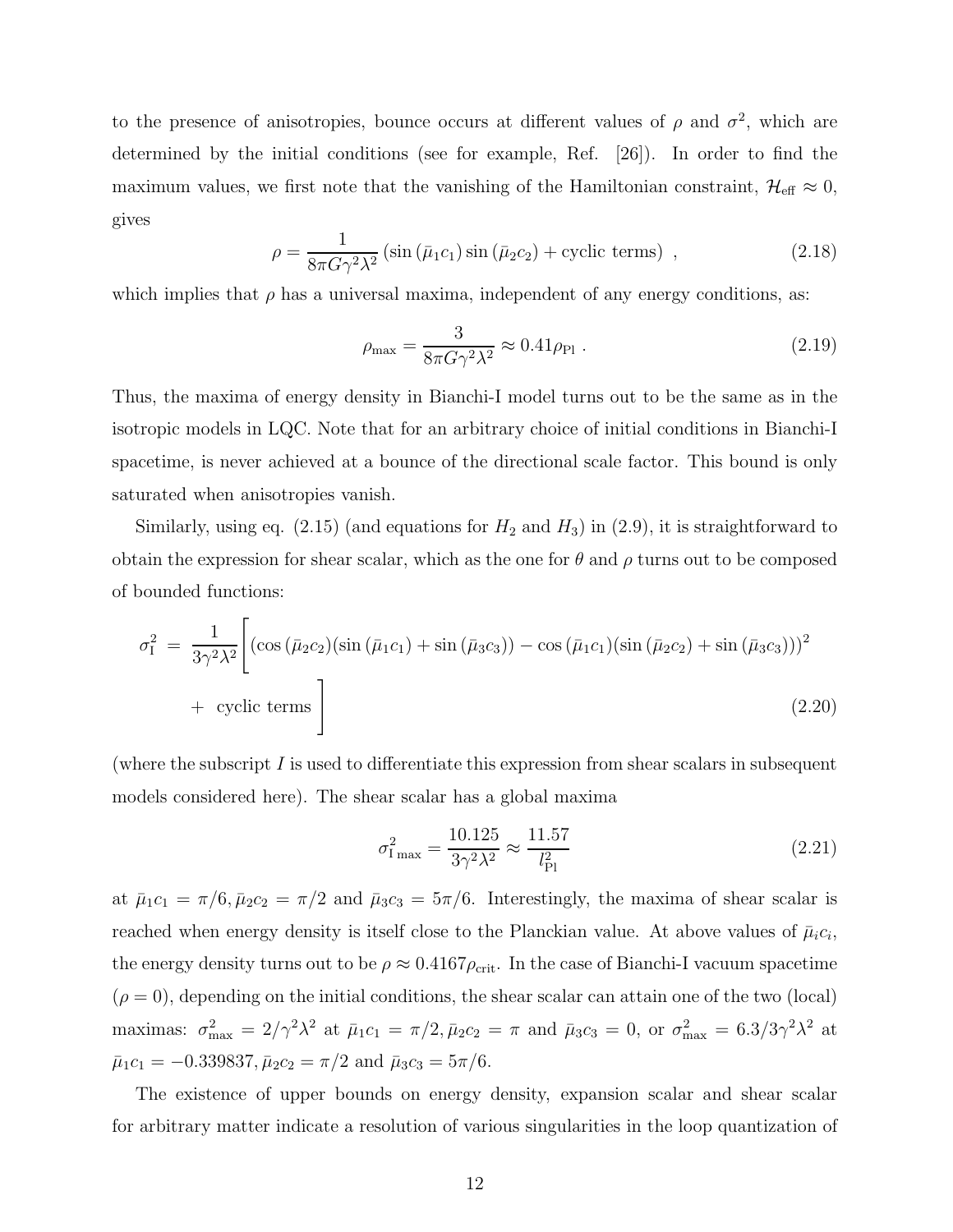to the presence of anisotropies, bounce occurs at different values of $\rho$ and $\sigma^2$, which are determined by the initial conditions (see for example, Ref. [26]). In order to find the maximum values, we first note that the vanishing of the Hamiltonian constraint, $\mathcal{H}_{\rm eff} \approx 0$, gives

$$\rho = \frac{1}{8\pi G\gamma^2\lambda^2} \left(\sin\left(\bar{\mu}_1 c_1\right) \sin\left(\bar{\mu}_2 c_2\right) + \text{cyclic terms}\right) \,, \tag{2.18}$$

which implies that $\rho$ has a universal maxima, independent of any energy conditions, as:

$$\rho_{\rm max} = \frac{3}{8\pi G\gamma^2\lambda^2} \approx 0.41\rho_{\rm Pl} \,. \tag{2.19}$$

Thus, the maxima of energy density in Bianchi-I model turns out to be the same as in the isotropic models in LQC. Note that for an arbitrary choice of initial conditions in Bianchi-I spacetime, is never achieved at a bounce of the directional scale factor. This bound is only saturated when anisotropies vanish.

Similarly, using eq. (2.15) (and equations for $H_2$ and $H_3$) in (2.9), it is straightforward to obtain the expression for shear scalar, which as the one for $\theta$ and $\rho$ turns out to be composed of bounded functions:

$$\begin{aligned}\sigma^2_{\rm I} \;=\; \frac{1}{3\gamma^2\lambda^2}\Bigg[&\left(\cos\left(\bar{\mu}_2 c_2\right)\left(\sin\left(\bar{\mu}_1 c_1\right) + \sin\left(\bar{\mu}_3 c_3\right)\right) - \cos\left(\bar{\mu}_1 c_1\right)\left(\sin\left(\bar{\mu}_2 c_2\right) + \sin\left(\bar{\mu}_3 c_3\right)\right)\right)^2 \\ &+ \;\text{cyclic terms}\Bigg]\end{aligned} \tag{2.20}$$

(where the subscript $I$ is used to differentiate this expression from shear scalars in subsequent models considered here). The shear scalar has a global maxima

$$\sigma^2_{\rm I\,max} = \frac{10.125}{3\gamma^2\lambda^2} \approx \frac{11.57}{l_{\rm Pl}^2} \tag{2.21}$$

at $\bar{\mu}_1 c_1 = \pi/6, \bar{\mu}_2 c_2 = \pi/2$ and $\bar{\mu}_3 c_3 = 5\pi/6$. Interestingly, the maxima of shear scalar is reached when energy density is itself close to the Planckian value. At above values of $\bar{\mu}_i c_i$, the energy density turns out to be $\rho \approx 0.4167\rho_{\rm crit}$. In the case of Bianchi-I vacuum spacetime ($\rho = 0$), depending on the initial conditions, the shear scalar can attain one of the two (local) maximas: $\sigma^2_{\rm max} = 2/\gamma^2\lambda^2$ at $\bar{\mu}_1 c_1 = \pi/2, \bar{\mu}_2 c_2 = \pi$ and $\bar{\mu}_3 c_3 = 0$, or $\sigma^2_{\rm max} = 6.3/3\gamma^2\lambda^2$ at $\bar{\mu}_1 c_1 = -0.339837, \bar{\mu}_2 c_2 = \pi/2$ and $\bar{\mu}_3 c_3 = 5\pi/6$.

The existence of upper bounds on energy density, expansion scalar and shear scalar for arbitrary matter indicate a resolution of various singularities in the loop quantization of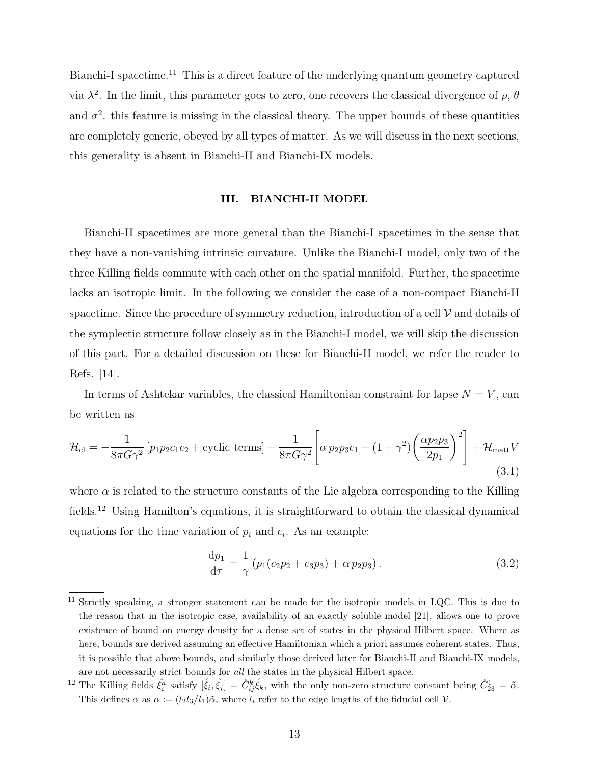Bianchi-I spacetime.[11] This is a direct feature of the underlying quantum geometry captured via $\lambda^2$. In the limit, this parameter goes to zero, one recovers the classical divergence of $\rho$, $\theta$ and $\sigma^2$. this feature is missing in the classical theory. The upper bounds of these quantities are completely generic, obeyed by all types of matter. As we will discuss in the next sections, this generality is absent in Bianchi-II and Bianchi-IX models.

## III. BIANCHI-II MODEL

Bianchi-II spacetimes are more general than the Bianchi-I spacetimes in the sense that they have a non-vanishing intrinsic curvature. Unlike the Bianchi-I model, only two of the three Killing fields commute with each other on the spatial manifold. Further, the spacetime lacks an isotropic limit. In the following we consider the case of a non-compact Bianchi-II spacetime. Since the procedure of symmetry reduction, introduction of a cell $\mathcal{V}$ and details of the symplectic structure follow closely as in the Bianchi-I model, we will skip the discussion of this part. For a detailed discussion on these for Bianchi-II model, we refer the reader to Refs. [14].

In terms of Ashtekar variables, the classical Hamiltonian constraint for lapse $N = V$, can be written as

$$\mathcal{H}_{\rm cl} = -\frac{1}{8\pi G\gamma^2}\left[p_1 p_2 c_1 c_2 + \text{cyclic terms}\right] - \frac{1}{8\pi G\gamma^2}\left[\alpha\, p_2 p_3 c_1 - (1+\gamma^2)\left(\frac{\alpha p_2 p_3}{2 p_1}\right)^2\right] + \mathcal{H}_{\rm matt} V \tag{3.1}$$

where $\alpha$ is related to the structure constants of the Lie algebra corresponding to the Killing fields.[12] Using Hamilton's equations, it is straightforward to obtain the classical dynamical equations for the time variation of $p_i$ and $c_i$. As an example:

$$\frac{\mathrm{d}p_1}{\mathrm{d}\tau} = \frac{1}{\gamma}\left(p_1(c_2 p_2 + c_3 p_3) + \alpha\, p_2 p_3\right). \tag{3.2}$$

---

[11] Strictly speaking, a stronger statement can be made for the isotropic models in LQC. This is due to the reason that in the isotropic case, availability of an exactly soluble model [21], allows one to prove existence of bound on energy density for a dense set of states in the physical Hilbert space. Where as here, bounds are derived assuming an effective Hamiltonian which a priori assumes coherent states. Thus, it is possible that above bounds, and similarly those derived later for Bianchi-II and Bianchi-IX models, are not necessarily strict bounds for *all* the states in the physical Hilbert space.

[12] The Killing fields $\mathring{\xi}^a_i$ satisfy $[\mathring{\xi}_i, \mathring{\xi}_j] = \mathring{C}^k_{ij}\mathring{\xi}_k$, with the only non-zero structure constant being $\mathring{C}^1_{23} = \tilde{\alpha}$. This defines $\alpha$ as $\alpha := (l_2 l_3/l_1)\tilde{\alpha}$, where $l_i$ refer to the edge lengths of the fiducial cell $\mathcal{V}$.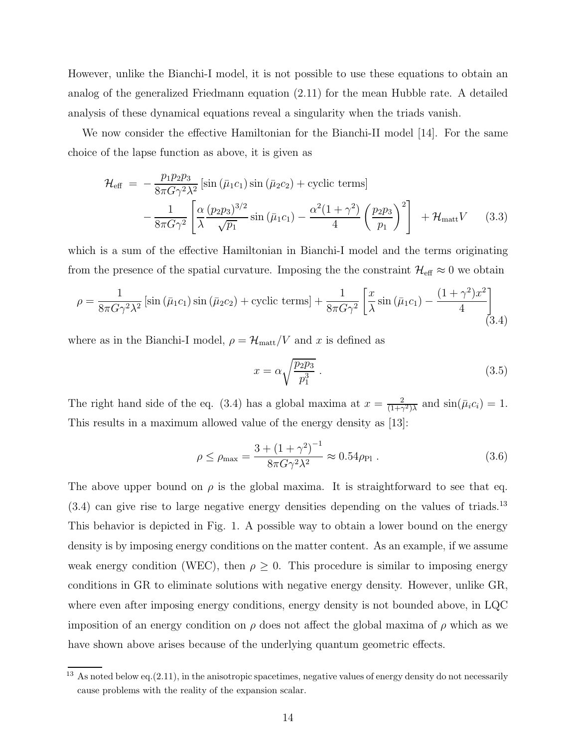However, unlike the Bianchi-I model, it is not possible to use these equations to obtain an analog of the generalized Friedmann equation (2.11) for the mean Hubble rate. A detailed analysis of these dynamical equations reveal a singularity when the triads vanish.

We now consider the effective Hamiltonian for the Bianchi-II model [14]. For the same choice of the lapse function as above, it is given as

$$
\begin{aligned}
\mathcal{H}_{\rm eff} \;=\; & -\frac{p_1 p_2 p_3}{8\pi G \gamma^2 \lambda^2}\left[\sin\left(\bar{\mu}_1 c_1\right)\sin\left(\bar{\mu}_2 c_2\right) + \text{cyclic terms}\right] \\
& - \frac{1}{8\pi G\gamma^2}\left[\frac{\alpha}{\lambda}\frac{(p_2 p_3)^{3/2}}{\sqrt{p_1}}\sin\left(\bar{\mu}_1 c_1\right) - \frac{\alpha^2(1+\gamma^2)}{4}\left(\frac{p_2 p_3}{p_1}\right)^2\right] \; + \mathcal{H}_{\rm matt} V \qquad (3.3)
\end{aligned}
$$

which is a sum of the effective Hamiltonian in Bianchi-I model and the terms originating from the presence of the spatial curvature. Imposing the the constraint $\mathcal{H}_{\rm eff} \approx 0$ we obtain

$$
\rho = \frac{1}{8\pi G\gamma^2\lambda^2}\left[\sin\left(\bar{\mu}_1 c_1\right)\sin\left(\bar{\mu}_2 c_2\right) + \text{cyclic terms}\right] + \frac{1}{8\pi G\gamma^2}\left[\frac{x}{\lambda}\sin\left(\bar{\mu}_1 c_1\right) - \frac{(1+\gamma^2)x^2}{4}\right] \qquad (3.4)
$$

where as in the Bianchi-I model, $\rho = \mathcal{H}_{\rm matt}/V$ and $x$ is defined as

$$
x = \alpha\sqrt{\frac{p_2 p_3}{p_1^3}} \, . \qquad (3.5)
$$

The right hand side of the eq. (3.4) has a global maxima at $x = \frac{2}{(1+\gamma^2)\lambda}$ and $\sin(\bar{\mu}_i c_i) = 1$. This results in a maximum allowed value of the energy density as [13]:

$$
\rho \leq \rho_{\rm max} = \frac{3 + \left(1+\gamma^2\right)^{-1}}{8\pi G \gamma^2 \lambda^2} \approx 0.54 \rho_{\rm Pl} \, . \qquad (3.6)
$$

The above upper bound on $\rho$ is the global maxima. It is straightforward to see that eq. (3.4) can give rise to large negative energy densities depending on the values of triads.[13] This behavior is depicted in Fig. 1. A possible way to obtain a lower bound on the energy density is by imposing energy conditions on the matter content. As an example, if we assume weak energy condition (WEC), then $\rho \geq 0$. This procedure is similar to imposing energy conditions in GR to eliminate solutions with negative energy density. However, unlike GR, where even after imposing energy conditions, energy density is not bounded above, in LQC imposition of an energy condition on $\rho$ does not affect the global maxima of $\rho$ which as we have shown above arises because of the underlying quantum geometric effects.

[13] As noted below eq.(2.11), in the anisotropic spacetimes, negative values of energy density do not necessarily cause problems with the reality of the expansion scalar.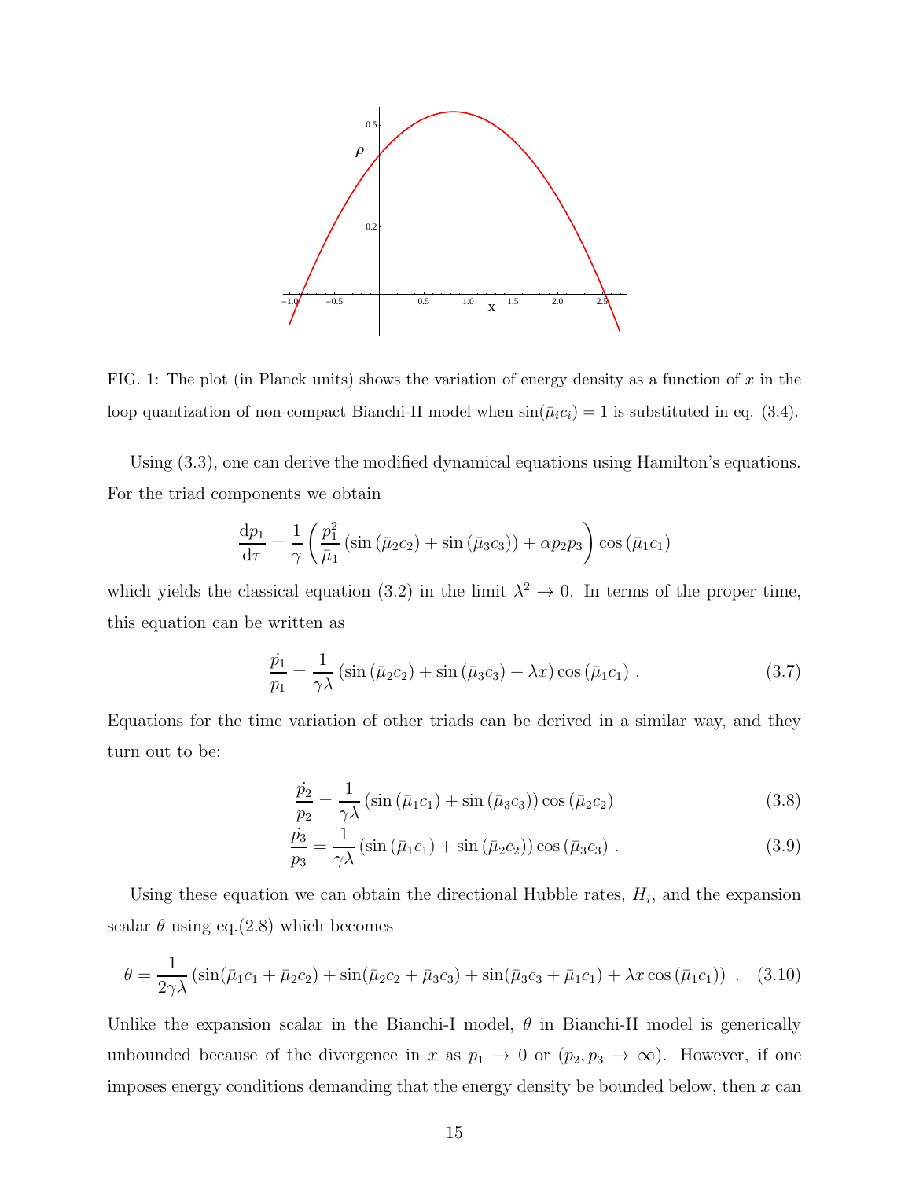FIG. 1: The plot (in Planck units) shows the variation of energy density as a function of $x$ in the loop quantization of non-compact Bianchi-II model when $\sin(\bar{\mu}_i c_i) = 1$ is substituted in eq. (3.4).

Using (3.3), one can derive the modified dynamical equations using Hamilton's equations. For the triad components we obtain

$$\frac{\mathrm{d}p_1}{\mathrm{d}\tau} = \frac{1}{\gamma}\left(\frac{p_1^2}{\bar{\mu}_1}\left(\sin\left(\bar{\mu}_2 c_2\right) + \sin\left(\bar{\mu}_3 c_3\right)\right) + \alpha p_2 p_3\right)\cos\left(\bar{\mu}_1 c_1\right)$$

which yields the classical equation (3.2) in the limit $\lambda^2 \to 0$. In terms of the proper time, this equation can be written as

$$\frac{\dot{p_1}}{p_1} = \frac{1}{\gamma\lambda}\left(\sin\left(\bar{\mu}_2 c_2\right) + \sin\left(\bar{\mu}_3 c_3\right) + \lambda x\right)\cos\left(\bar{\mu}_1 c_1\right)\,. \tag{3.7}$$

Equations for the time variation of other triads can be derived in a similar way, and they turn out to be:

$$\frac{\dot{p_2}}{p_2} = \frac{1}{\gamma\lambda}\left(\sin\left(\bar{\mu}_1 c_1\right) + \sin\left(\bar{\mu}_3 c_3\right)\right)\cos\left(\bar{\mu}_2 c_2\right) \tag{3.8}$$

$$\frac{\dot{p_3}}{p_3} = \frac{1}{\gamma\lambda}\left(\sin\left(\bar{\mu}_1 c_1\right) + \sin\left(\bar{\mu}_2 c_2\right)\right)\cos\left(\bar{\mu}_3 c_3\right)\,. \tag{3.9}$$

Using these equation we can obtain the directional Hubble rates, $H_i$, and the expansion scalar $\theta$ using eq.(2.8) which becomes

$$\theta = \frac{1}{2\gamma\lambda}\left(\sin(\bar{\mu}_1 c_1 + \bar{\mu}_2 c_2) + \sin(\bar{\mu}_2 c_2 + \bar{\mu}_3 c_3) + \sin(\bar{\mu}_3 c_3 + \bar{\mu}_1 c_1) + \lambda x \cos\left(\bar{\mu}_1 c_1\right)\right)\,. \tag{3.10}$$

Unlike the expansion scalar in the Bianchi-I model, $\theta$ in Bianchi-II model is generically unbounded because of the divergence in $x$ as $p_1 \to 0$ or $(p_2, p_3 \to \infty)$. However, if one imposes energy conditions demanding that the energy density be bounded below, then $x$ can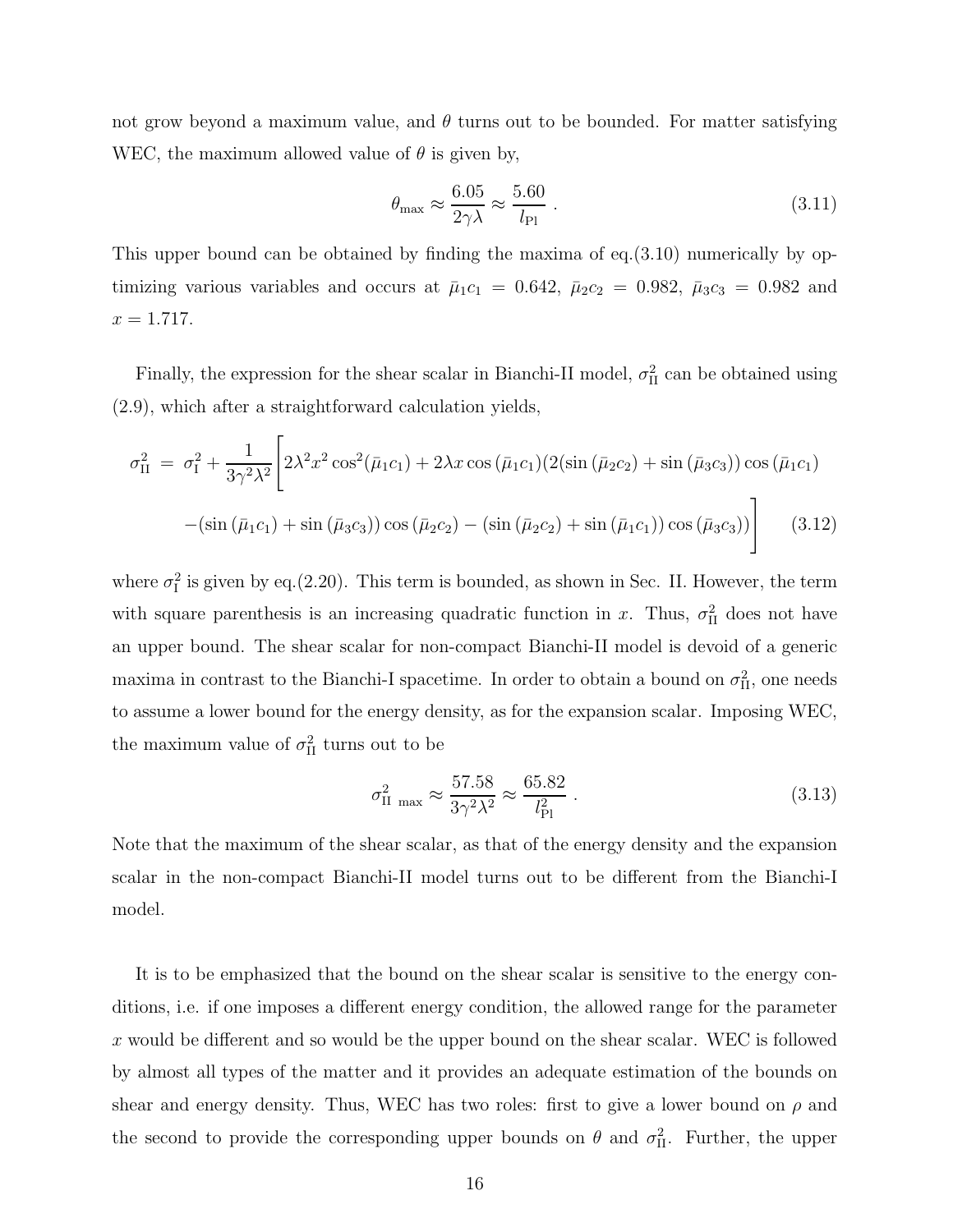not grow beyond a maximum value, and $\theta$ turns out to be bounded. For matter satisfying WEC, the maximum allowed value of $\theta$ is given by,

$$\theta_{\rm max} \approx \frac{6.05}{2\gamma\lambda} \approx \frac{5.60}{l_{\rm Pl}} \ . \tag{3.11}$$

This upper bound can be obtained by finding the maxima of eq.(3.10) numerically by optimizing various variables and occurs at $\bar{\mu}_1 c_1 = 0.642$, $\bar{\mu}_2 c_2 = 0.982$, $\bar{\mu}_3 c_3 = 0.982$ and $x = 1.717$.

Finally, the expression for the shear scalar in Bianchi-II model, $\sigma^2_{\rm II}$ can be obtained using (2.9), which after a straightforward calculation yields,

$$\begin{aligned}\sigma^2_{\rm II} \ = \ \sigma^2_{\rm I} + \frac{1}{3\gamma^2\lambda^2}\Bigg[&2\lambda^2 x^2\cos^2(\bar{\mu}_1 c_1) + 2\lambda x\cos(\bar{\mu}_1 c_1)(2(\sin(\bar{\mu}_2 c_2) + \sin(\bar{\mu}_3 c_3))\cos(\bar{\mu}_1 c_1) \\ &-(\sin(\bar{\mu}_1 c_1) + \sin(\bar{\mu}_3 c_3))\cos(\bar{\mu}_2 c_2) - (\sin(\bar{\mu}_2 c_2) + \sin(\bar{\mu}_1 c_1))\cos(\bar{\mu}_3 c_3))\Bigg] \end{aligned} \tag{3.12}$$

where $\sigma^2_{\rm I}$ is given by eq.(2.20). This term is bounded, as shown in Sec. II. However, the term with square parenthesis is an increasing quadratic function in $x$. Thus, $\sigma^2_{\rm II}$ does not have an upper bound. The shear scalar for non-compact Bianchi-II model is devoid of a generic maxima in contrast to the Bianchi-I spacetime. In order to obtain a bound on $\sigma^2_{\rm II}$, one needs to assume a lower bound for the energy density, as for the expansion scalar. Imposing WEC, the maximum value of $\sigma^2_{\rm II}$ turns out to be

$$\sigma^2_{\rm II\ max} \approx \frac{57.58}{3\gamma^2\lambda^2} \approx \frac{65.82}{l^2_{\rm Pl}} \ . \tag{3.13}$$

Note that the maximum of the shear scalar, as that of the energy density and the expansion scalar in the non-compact Bianchi-II model turns out to be different from the Bianchi-I model.

It is to be emphasized that the bound on the shear scalar is sensitive to the energy conditions, i.e. if one imposes a different energy condition, the allowed range for the parameter $x$ would be different and so would be the upper bound on the shear scalar. WEC is followed by almost all types of the matter and it provides an adequate estimation of the bounds on shear and energy density. Thus, WEC has two roles: first to give a lower bound on $\rho$ and the second to provide the corresponding upper bounds on $\theta$ and $\sigma^2_{\rm II}$. Further, the upper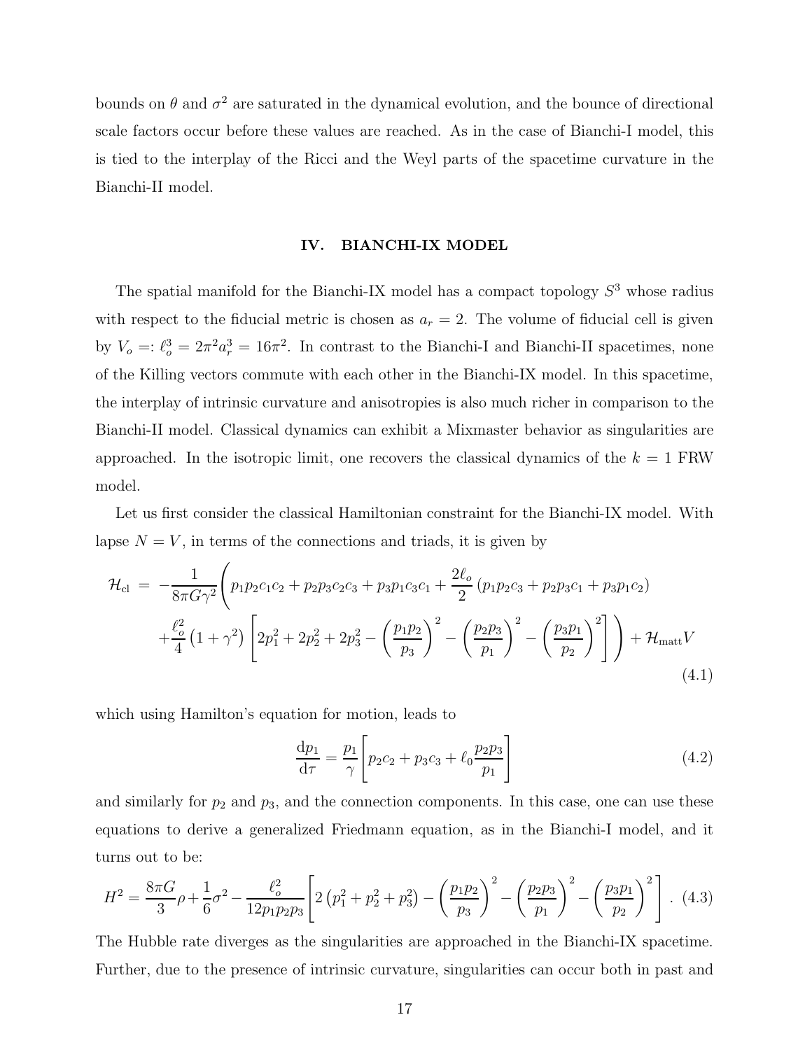bounds on $\theta$ and $\sigma^2$ are saturated in the dynamical evolution, and the bounce of directional scale factors occur before these values are reached. As in the case of Bianchi-I model, this is tied to the interplay of the Ricci and the Weyl parts of the spacetime curvature in the Bianchi-II model.

## IV. BIANCHI-IX MODEL

The spatial manifold for the Bianchi-IX model has a compact topology $S^3$ whose radius with respect to the fiducial metric is chosen as $a_r = 2$. The volume of fiducial cell is given by $V_o =: \ell_o^3 = 2\pi^2 a_r^3 = 16\pi^2$. In contrast to the Bianchi-I and Bianchi-II spacetimes, none of the Killing vectors commute with each other in the Bianchi-IX model. In this spacetime, the interplay of intrinsic curvature and anisotropies is also much richer in comparison to the Bianchi-II model. Classical dynamics can exhibit a Mixmaster behavior as singularities are approached. In the isotropic limit, one recovers the classical dynamics of the $k = 1$ FRW model.

Let us first consider the classical Hamiltonian constraint for the Bianchi-IX model. With lapse $N = V$, in terms of the connections and triads, it is given by

$$\mathcal{H}_{\rm cl} = -\frac{1}{8\pi G\gamma^2}\Bigg(p_1p_2c_1c_2 + p_2p_3c_2c_3 + p_3p_1c_3c_1 + \frac{2\ell_o}{2}\left(p_1p_2c_3 + p_2p_3c_1 + p_3p_1c_2\right) + \frac{\ell_o^2}{4}\left(1+\gamma^2\right)\left[2p_1^2 + 2p_2^2 + 2p_3^2 - \left(\frac{p_1p_2}{p_3}\right)^2 - \left(\frac{p_2p_3}{p_1}\right)^2 - \left(\frac{p_3p_1}{p_2}\right)^2\right]\Bigg) + \mathcal{H}_{\rm matt}V \tag{4.1}$$

which using Hamilton's equation for motion, leads to

$$\frac{{\rm d}p_1}{{\rm d}\tau} = \frac{p_1}{\gamma}\left[p_2c_2 + p_3c_3 + \ell_0\frac{p_2p_3}{p_1}\right] \tag{4.2}$$

and similarly for $p_2$ and $p_3$, and the connection components. In this case, one can use these equations to derive a generalized Friedmann equation, as in the Bianchi-I model, and it turns out to be:

$$H^2 = \frac{8\pi G}{3}\rho + \frac{1}{6}\sigma^2 - \frac{\ell_o^2}{12p_1p_2p_3}\left[2\left(p_1^2+p_2^2+p_3^2\right) - \left(\frac{p_1p_2}{p_3}\right)^2 - \left(\frac{p_2p_3}{p_1}\right)^2 - \left(\frac{p_3p_1}{p_2}\right)^2\right]. \tag{4.3}$$

The Hubble rate diverges as the singularities are approached in the Bianchi-IX spacetime. Further, due to the presence of intrinsic curvature, singularities can occur both in past and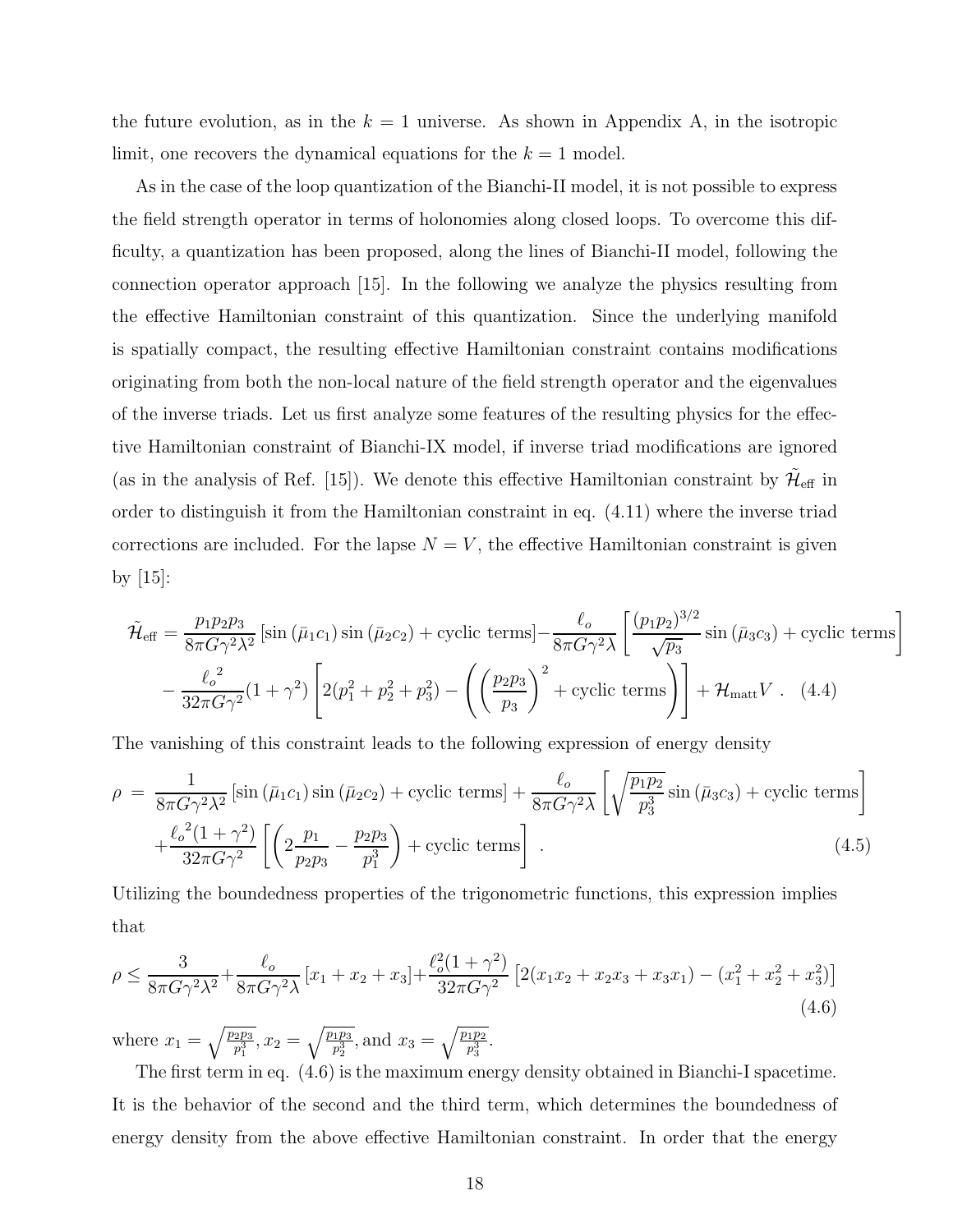the future evolution, as in the $k = 1$ universe. As shown in Appendix A, in the isotropic limit, one recovers the dynamical equations for the $k = 1$ model.

As in the case of the loop quantization of the Bianchi-II model, it is not possible to express the field strength operator in terms of holonomies along closed loops. To overcome this difficulty, a quantization has been proposed, along the lines of Bianchi-II model, following the connection operator approach [15]. In the following we analyze the physics resulting from the effective Hamiltonian constraint of this quantization. Since the underlying manifold is spatially compact, the resulting effective Hamiltonian constraint contains modifications originating from both the non-local nature of the field strength operator and the eigenvalues of the inverse triads. Let us first analyze some features of the resulting physics for the effective Hamiltonian constraint of Bianchi-IX model, if inverse triad modifications are ignored (as in the analysis of Ref. [15]). We denote this effective Hamiltonian constraint by $\tilde{\mathcal{H}}_{\rm eff}$ in order to distinguish it from the Hamiltonian constraint in eq. (4.11) where the inverse triad corrections are included. For the lapse $N = V$, the effective Hamiltonian constraint is given by [15]:

$$\tilde{\mathcal{H}}_{\rm eff} = \frac{p_1 p_2 p_3}{8\pi G\gamma^2\lambda^2}\left[\sin(\bar{\mu}_1 c_1)\sin(\bar{\mu}_2 c_2) + \text{cyclic terms}\right] - \frac{\ell_o}{8\pi G\gamma^2\lambda}\left[\frac{(p_1p_2)^{3/2}}{\sqrt{p_3}}\sin(\bar{\mu}_3 c_3) + \text{cyclic terms}\right]$$
$$- \frac{{\ell_o}^2}{32\pi G\gamma^2}(1+\gamma^2)\left[2(p_1^2+p_2^2+p_3^2) - \left(\left(\frac{p_2p_3}{p_3}\right)^2 + \text{cyclic terms}\right)\right] + \mathcal{H}_{\rm matt}V\ . \quad (4.4)$$

The vanishing of this constraint leads to the following expression of energy density

$$\rho \ = \ \frac{1}{8\pi G\gamma^2\lambda^2}\left[\sin(\bar{\mu}_1 c_1)\sin(\bar{\mu}_2 c_2) + \text{cyclic terms}\right] + \frac{\ell_o}{8\pi G\gamma^2\lambda}\left[\sqrt{\frac{p_1p_2}{p_3^3}}\sin(\bar{\mu}_3 c_3) + \text{cyclic terms}\right]$$
$$+ \frac{{\ell_o}^2(1+\gamma^2)}{32\pi G\gamma^2}\left[\left(2\frac{p_1}{p_2p_3} - \frac{p_2p_3}{p_1^3}\right) + \text{cyclic terms}\right]\ . \quad (4.5)$$

Utilizing the boundedness properties of the trigonometric functions, this expression implies that

$$\rho \leq \frac{3}{8\pi G\gamma^2\lambda^2} + \frac{\ell_o}{8\pi G\gamma^2\lambda}\left[x_1+x_2+x_3\right] + \frac{\ell_o^2(1+\gamma^2)}{32\pi G\gamma^2}\left[2(x_1x_2+x_2x_3+x_3x_1) - (x_1^2+x_2^2+x_3^2)\right] \quad (4.6)$$

where $x_1 = \sqrt{\frac{p_2p_3}{p_1^3}}$, $x_2 = \sqrt{\frac{p_1p_3}{p_2^3}}$, and $x_3 = \sqrt{\frac{p_1p_2}{p_3^3}}$.

The first term in eq. (4.6) is the maximum energy density obtained in Bianchi-I spacetime. It is the behavior of the second and the third term, which determines the boundedness of energy density from the above effective Hamiltonian constraint. In order that the energy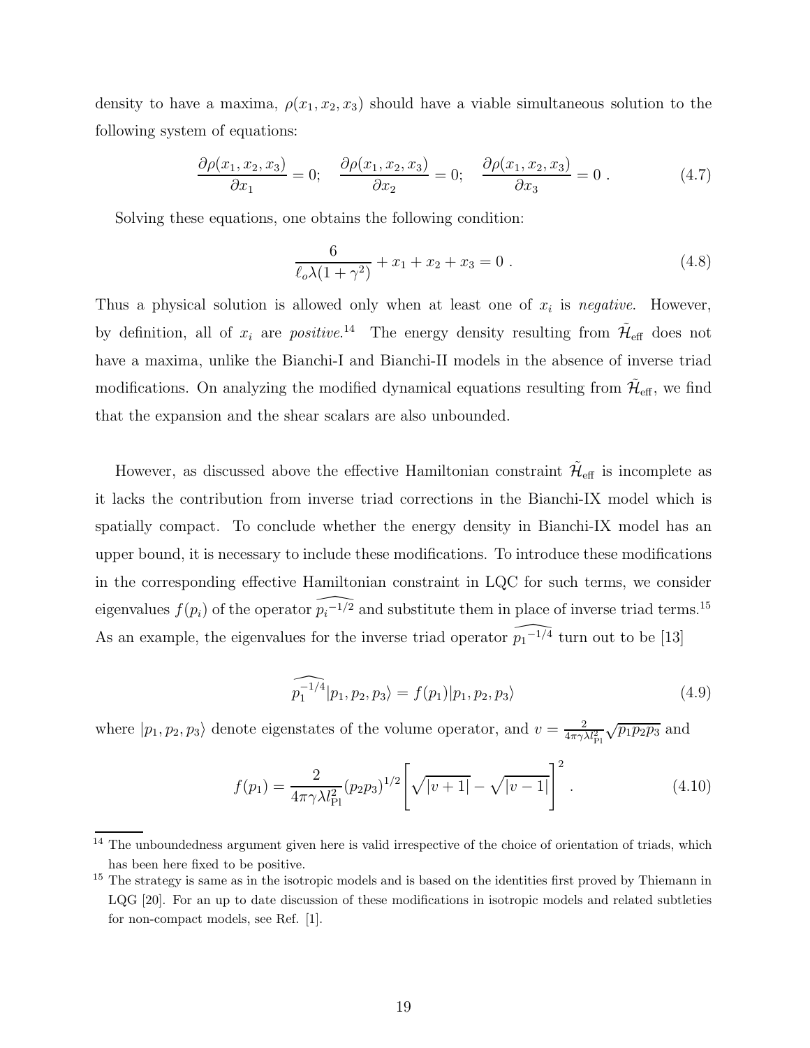density to have a maxima, $\rho(x_1, x_2, x_3)$ should have a viable simultaneous solution to the following system of equations:

$$\frac{\partial \rho(x_1, x_2, x_3)}{\partial x_1} = 0; \quad \frac{\partial \rho(x_1, x_2, x_3)}{\partial x_2} = 0; \quad \frac{\partial \rho(x_1, x_2, x_3)}{\partial x_3} = 0 \ . \tag{4.7}$$

Solving these equations, one obtains the following condition:

$$\frac{6}{\ell_o \lambda (1+\gamma^2)} + x_1 + x_2 + x_3 = 0 \ . \tag{4.8}$$

Thus a physical solution is allowed only when at least one of $x_i$ is *negative*. However, by definition, all of $x_i$ are *positive*.[14] The energy density resulting from $\tilde{\mathcal{H}}_{\rm eff}$ does not have a maxima, unlike the Bianchi-I and Bianchi-II models in the absence of inverse triad modifications. On analyzing the modified dynamical equations resulting from $\tilde{\mathcal{H}}_{\rm eff}$, we find that the expansion and the shear scalars are also unbounded.

However, as discussed above the effective Hamiltonian constraint $\tilde{\mathcal{H}}_{\rm eff}$ is incomplete as it lacks the contribution from inverse triad corrections in the Bianchi-IX model which is spatially compact. To conclude whether the energy density in Bianchi-IX model has an upper bound, it is necessary to include these modifications. To introduce these modifications in the corresponding effective Hamiltonian constraint in LQC for such terms, we consider eigenvalues $f(p_i)$ of the operator $\widehat{p_i^{-1/2}}$ and substitute them in place of inverse triad terms.[15] As an example, the eigenvalues for the inverse triad operator $\widehat{p_1^{-1/4}}$ turn out to be [13]

$$\widehat{p_1^{-1/4}} |p_1, p_2, p_3\rangle = f(p_1) |p_1, p_2, p_3\rangle \tag{4.9}$$

where $|p_1, p_2, p_3\rangle$ denote eigenstates of the volume operator, and $v = \frac{2}{4\pi\gamma\lambda l_{\rm Pl}^2}\sqrt{p_1 p_2 p_3}$ and

$$f(p_1) = \frac{2}{4\pi\gamma\lambda l_{\rm Pl}^2} (p_2 p_3)^{1/2} \left[ \sqrt{|v+1|} - \sqrt{|v-1|} \right]^2 \ . \tag{4.10}$$

---

[14] The unboundedness argument given here is valid irrespective of the choice of orientation of triads, which has been here fixed to be positive.

[15] The strategy is same as in the isotropic models and is based on the identities first proved by Thiemann in LQG [20]. For an up to date discussion of these modifications in isotropic models and related subtleties for non-compact models, see Ref. [1].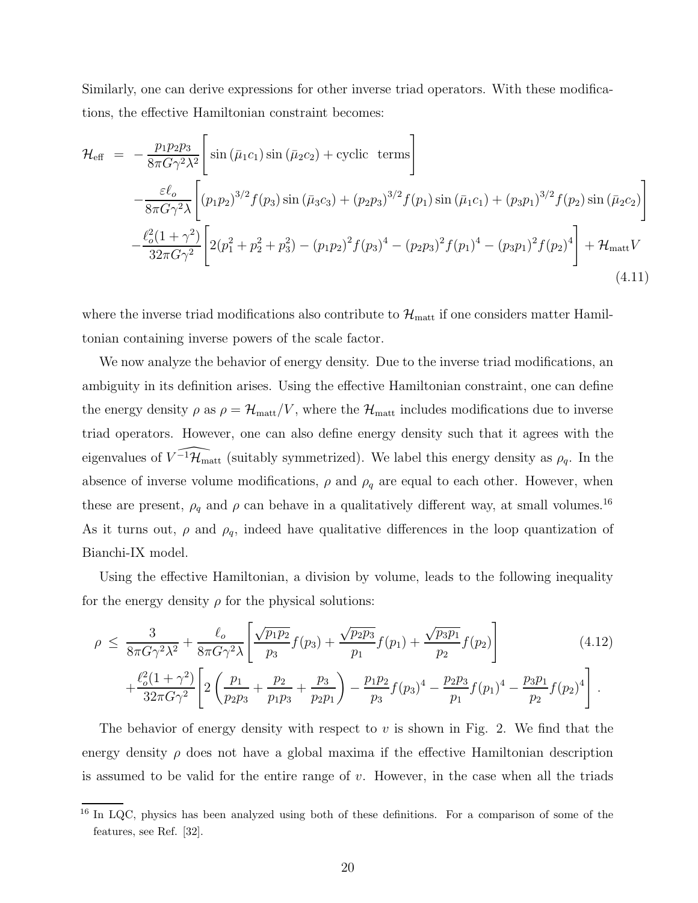Similarly, one can derive expressions for other inverse triad operators. With these modifications, the effective Hamiltonian constraint becomes:

$$
\begin{aligned}
\mathcal{H}_{\rm eff} \;=\; & -\frac{p_1p_2p_3}{8\pi G\gamma^2\lambda^2}\Bigg[\sin(\bar\mu_1c_1)\sin(\bar\mu_2c_2) + \text{cyclic terms}\Bigg] \\
& -\frac{\varepsilon\ell_o}{8\pi G\gamma^2\lambda}\Bigg[(p_1p_2)^{3/2}f(p_3)\sin(\bar\mu_3c_3) + (p_2p_3)^{3/2}f(p_1)\sin(\bar\mu_1c_1) + (p_3p_1)^{3/2}f(p_2)\sin(\bar\mu_2c_2)\Bigg] \\
& -\frac{\ell_o^2(1+\gamma^2)}{32\pi G\gamma^2}\Bigg[2(p_1^2+p_2^2+p_3^2) - (p_1p_2)^2f(p_3)^4 - (p_2p_3)^2f(p_1)^4 - (p_3p_1)^2f(p_2)^4\Bigg] + \mathcal{H}_{\rm matt}V
\end{aligned}
\tag{4.11}
$$

where the inverse triad modifications also contribute to $\mathcal{H}_{\rm matt}$ if one considers matter Hamiltonian containing inverse powers of the scale factor.

We now analyze the behavior of energy density. Due to the inverse triad modifications, an ambiguity in its definition arises. Using the effective Hamiltonian constraint, one can define the energy density $\rho$ as $\rho = \mathcal{H}_{\rm matt}/V$, where the $\mathcal{H}_{\rm matt}$ includes modifications due to inverse triad operators. However, one can also define energy density such that it agrees with the eigenvalues of $\widehat{V^{-1}\mathcal{H}_{\rm matt}}$ (suitably symmetrized). We label this energy density as $\rho_q$. In the absence of inverse volume modifications, $\rho$ and $\rho_q$ are equal to each other. However, when these are present, $\rho_q$ and $\rho$ can behave in a qualitatively different way, at small volumes.[16] As it turns out, $\rho$ and $\rho_q$, indeed have qualitative differences in the loop quantization of Bianchi-IX model.

Using the effective Hamiltonian, a division by volume, leads to the following inequality for the energy density $\rho$ for the physical solutions:

$$
\begin{aligned}
\rho \;\le\; & \frac{3}{8\pi G\gamma^2\lambda^2} + \frac{\ell_o}{8\pi G\gamma^2\lambda}\Bigg[\frac{\sqrt{p_1p_2}}{p_3}f(p_3) + \frac{\sqrt{p_2p_3}}{p_1}f(p_1) + \frac{\sqrt{p_3p_1}}{p_2}f(p_2)\Bigg] \\
& + \frac{\ell_o^2(1+\gamma^2)}{32\pi G\gamma^2}\Bigg[2\left(\frac{p_1}{p_2p_3} + \frac{p_2}{p_1p_3} + \frac{p_3}{p_2p_1}\right) - \frac{p_1p_2}{p_3}f(p_3)^4 - \frac{p_2p_3}{p_1}f(p_1)^4 - \frac{p_3p_1}{p_2}f(p_2)^4\Bigg]\,.
\end{aligned}
\tag{4.12}
$$

The behavior of energy density with respect to $v$ is shown in Fig. 2. We find that the energy density $\rho$ does not have a global maxima if the effective Hamiltonian description is assumed to be valid for the entire range of $v$. However, in the case when all the triads

---

[16] In LQC, physics has been analyzed using both of these definitions. For a comparison of some of the features, see Ref. [32].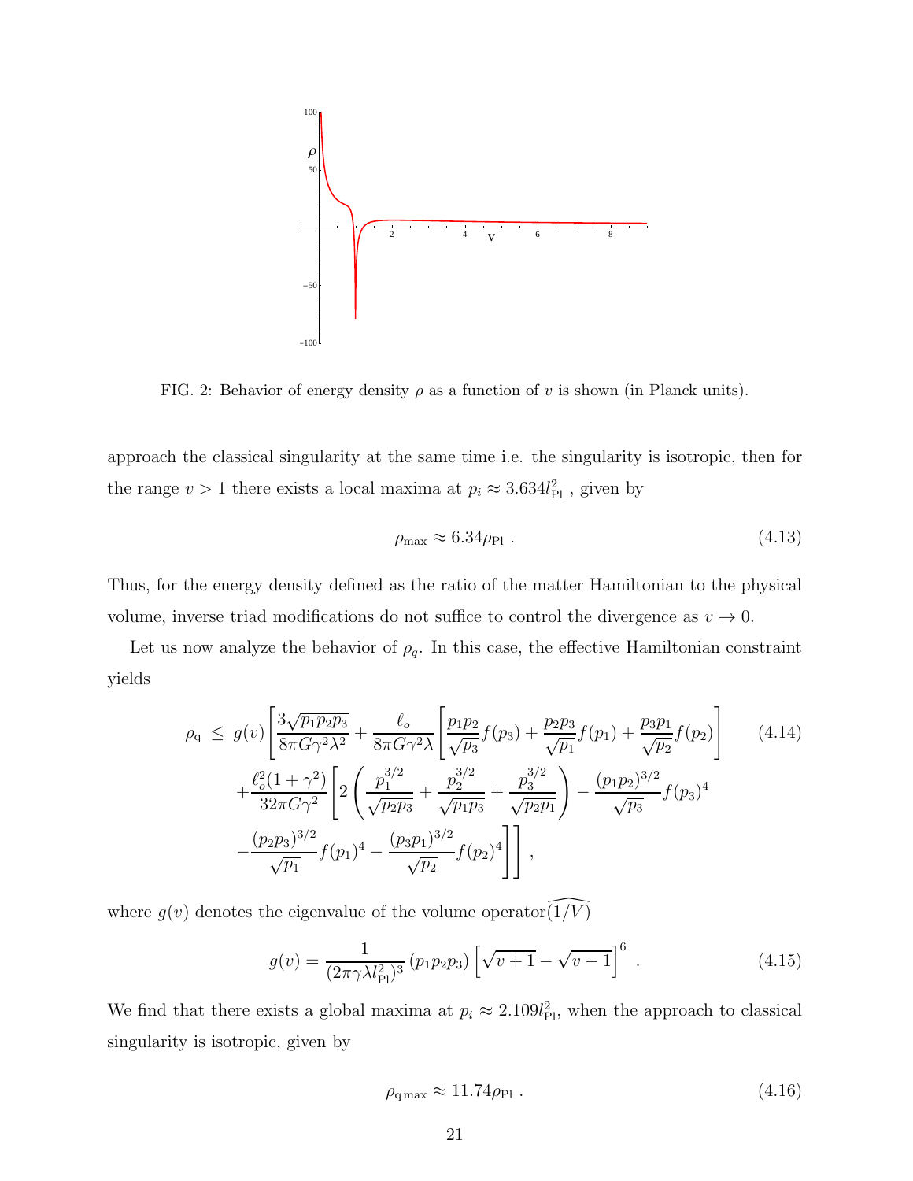FIG. 2: Behavior of energy density $\rho$ as a function of $v$ is shown (in Planck units).

approach the classical singularity at the same time i.e. the singularity is isotropic, then for the range $v > 1$ there exists a local maxima at $p_i \approx 3.634 l_{\rm Pl}^2$ , given by

$$\rho_{\rm max} \approx 6.34 \rho_{\rm Pl} \ . \tag{4.13}$$

Thus, for the energy density defined as the ratio of the matter Hamiltonian to the physical volume, inverse triad modifications do not suffice to control the divergence as $v \to 0$.

Let us now analyze the behavior of $\rho_q$. In this case, the effective Hamiltonian constraint yields

$$\begin{aligned}\rho_{\rm q} \ \leq \ g(v) \Bigg[ & \frac{3\sqrt{p_1 p_2 p_3}}{8\pi G \gamma^2 \lambda^2} + \frac{\ell_o}{8\pi G\gamma^2 \lambda}\left[\frac{p_1 p_2}{\sqrt{p_3}} f(p_3) + \frac{p_2 p_3}{\sqrt{p_1}} f(p_1) + \frac{p_3 p_1}{\sqrt{p_2}} f(p_2)\right] \\ & + \frac{\ell_o^2 (1+\gamma^2)}{32\pi G \gamma^2}\left[2\left(\frac{p_1^{3/2}}{\sqrt{p_2 p_3}} + \frac{p_2^{3/2}}{\sqrt{p_1 p_3}} + \frac{p_3^{3/2}}{\sqrt{p_2 p_1}}\right) - \frac{(p_1 p_2)^{3/2}}{\sqrt{p_3}} f(p_3)^4 \right. \\ & \left. - \frac{(p_2 p_3)^{3/2}}{\sqrt{p_1}} f(p_1)^4 - \frac{(p_3 p_1)^{3/2}}{\sqrt{p_2}} f(p_2)^4 \right]\Bigg] \ , \end{aligned} \tag{4.14}$$

where $g(v)$ denotes the eigenvalue of the volume operator $\widehat{(1/V)}$

$$g(v) = \frac{1}{(2\pi\gamma\lambda l_{\rm Pl}^2)^3}\,(p_1 p_2 p_3)\left[\sqrt{v+1} - \sqrt{v-1}\right]^6 \ . \tag{4.15}$$

We find that there exists a global maxima at $p_i \approx 2.109 l_{\rm Pl}^2$, when the approach to classical singularity is isotropic, given by

$$\rho_{\rm q\,max} \approx 11.74 \rho_{\rm Pl} \ . \tag{4.16}$$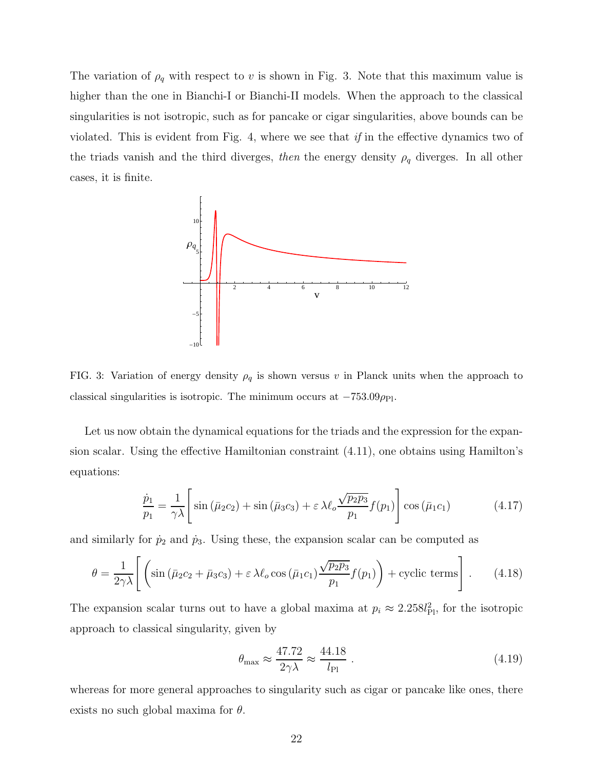The variation of $\rho_q$ with respect to $v$ is shown in Fig. 3. Note that this maximum value is higher than the one in Bianchi-I or Bianchi-II models. When the approach to the classical singularities is not isotropic, such as for pancake or cigar singularities, above bounds can be violated. This is evident from Fig. 4, where we see that *if* in the effective dynamics two of the triads vanish and the third diverges, *then* the energy density $\rho_q$ diverges. In all other cases, it is finite.

FIG. 3: Variation of energy density $\rho_q$ is shown versus $v$ in Planck units when the approach to classical singularities is isotropic. The minimum occurs at $-753.09\rho_{\rm Pl}$.

Let us now obtain the dynamical equations for the triads and the expression for the expansion scalar. Using the effective Hamiltonian constraint (4.11), one obtains using Hamilton's equations:

$$\frac{\dot{p}_1}{p_1} = \frac{1}{\gamma\lambda}\left[\sin(\bar{\mu}_2 c_2) + \sin(\bar{\mu}_3 c_3) + \varepsilon\,\lambda\ell_o \frac{\sqrt{p_2 p_3}}{p_1} f(p_1)\right]\cos(\bar{\mu}_1 c_1) \tag{4.17}$$

and similarly for $\dot{p}_2$ and $\dot{p}_3$. Using these, the expansion scalar can be computed as

$$\theta = \frac{1}{2\gamma\lambda}\left[\left(\sin(\bar{\mu}_2 c_2 + \bar{\mu}_3 c_3) + \varepsilon\,\lambda\ell_o \cos(\bar{\mu}_1 c_1)\frac{\sqrt{p_2 p_3}}{p_1} f(p_1)\right) + \text{cyclic terms}\right]. \tag{4.18}$$

The expansion scalar turns out to have a global maxima at $p_i \approx 2.258 l_{\rm Pl}^2$, for the isotropic approach to classical singularity, given by

$$\theta_{\rm max} \approx \frac{47.72}{2\gamma\lambda} \approx \frac{44.18}{l_{\rm Pl}}\,. \tag{4.19}$$

whereas for more general approaches to singularity such as cigar or pancake like ones, there exists no such global maxima for $\theta$.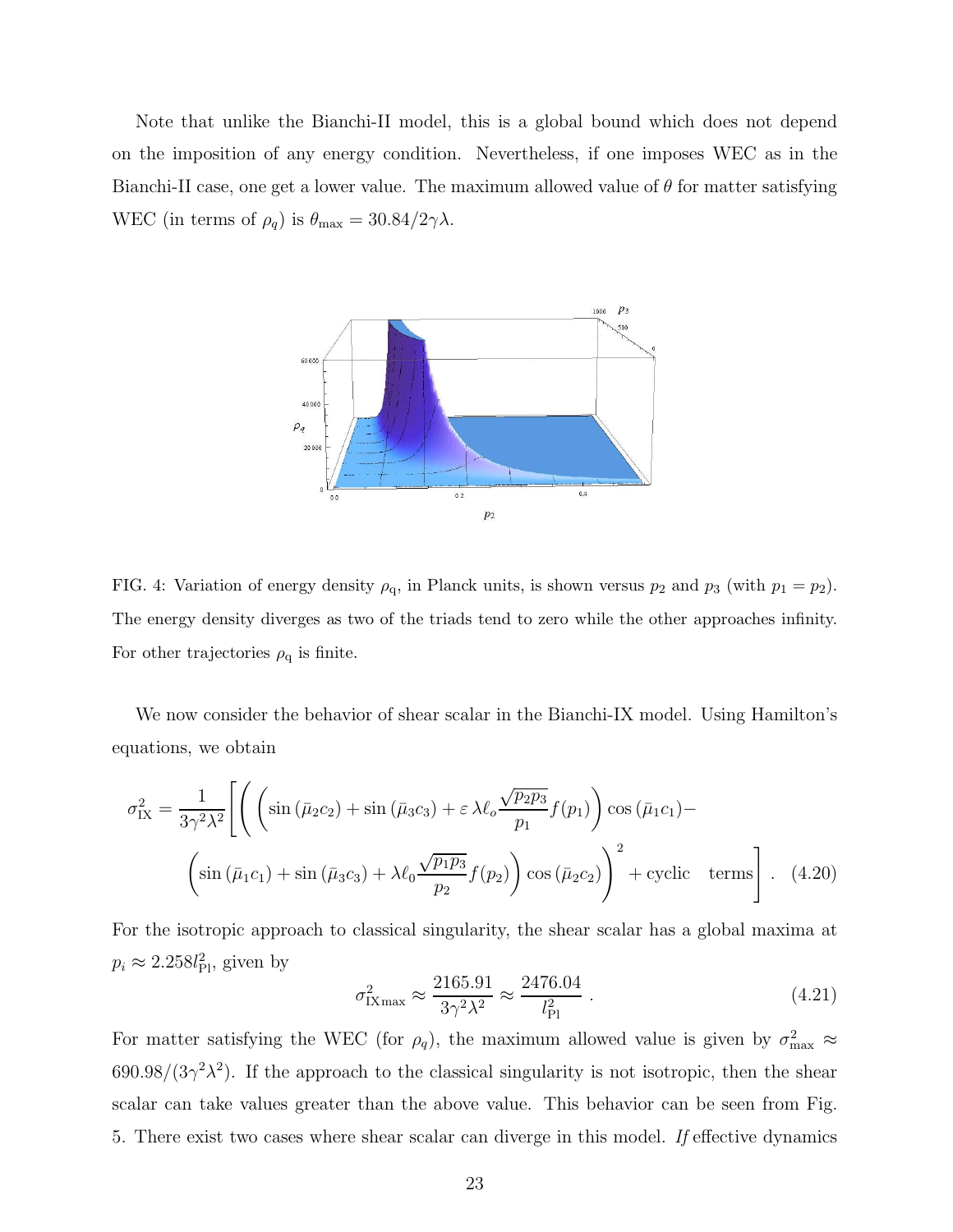Note that unlike the Bianchi-II model, this is a global bound which does not depend on the imposition of any energy condition. Nevertheless, if one imposes WEC as in the Bianchi-II case, one get a lower value. The maximum allowed value of $\theta$ for matter satisfying WEC (in terms of $\rho_q$) is $\theta_{\max} = 30.84/2\gamma\lambda$.

FIG. 4: Variation of energy density $\rho_{\rm q}$, in Planck units, is shown versus $p_2$ and $p_3$ (with $p_1 = p_2$). The energy density diverges as two of the triads tend to zero while the other approaches infinity. For other trajectories $\rho_{\rm q}$ is finite.

We now consider the behavior of shear scalar in the Bianchi-IX model. Using Hamilton's equations, we obtain

$$\sigma^2_{\rm IX} = \frac{1}{3\gamma^2\lambda^2}\Bigg[\Bigg(\left(\sin\left(\bar\mu_2 c_2\right) + \sin\left(\bar\mu_3 c_3\right) + \varepsilon\,\lambda\ell_o\frac{\sqrt{p_2 p_3}}{p_1}f(p_1)\right)\cos\left(\bar\mu_1 c_1\right) - \left(\sin\left(\bar\mu_1 c_1\right) + \sin\left(\bar\mu_3 c_3\right) + \lambda\ell_0\frac{\sqrt{p_1 p_3}}{p_2}f(p_2)\right)\cos\left(\bar\mu_2 c_2\right)\Bigg)^2 + \text{cyclic} \quad \text{terms}\Bigg]. \quad (4.20)$$

For the isotropic approach to classical singularity, the shear scalar has a global maxima at $p_i \approx 2.258 l_{\rm Pl}^2$, given by

$$\sigma^2_{\rm IX max} \approx \frac{2165.91}{3\gamma^2\lambda^2} \approx \frac{2476.04}{l_{\rm Pl}^2}\,. \quad (4.21)$$

For matter satisfying the WEC (for $\rho_q$), the maximum allowed value is given by $\sigma^2_{\max} \approx 690.98/(3\gamma^2\lambda^2)$. If the approach to the classical singularity is not isotropic, then the shear scalar can take values greater than the above value. This behavior can be seen from Fig. 5. There exist two cases where shear scalar can diverge in this model. *If* effective dynamics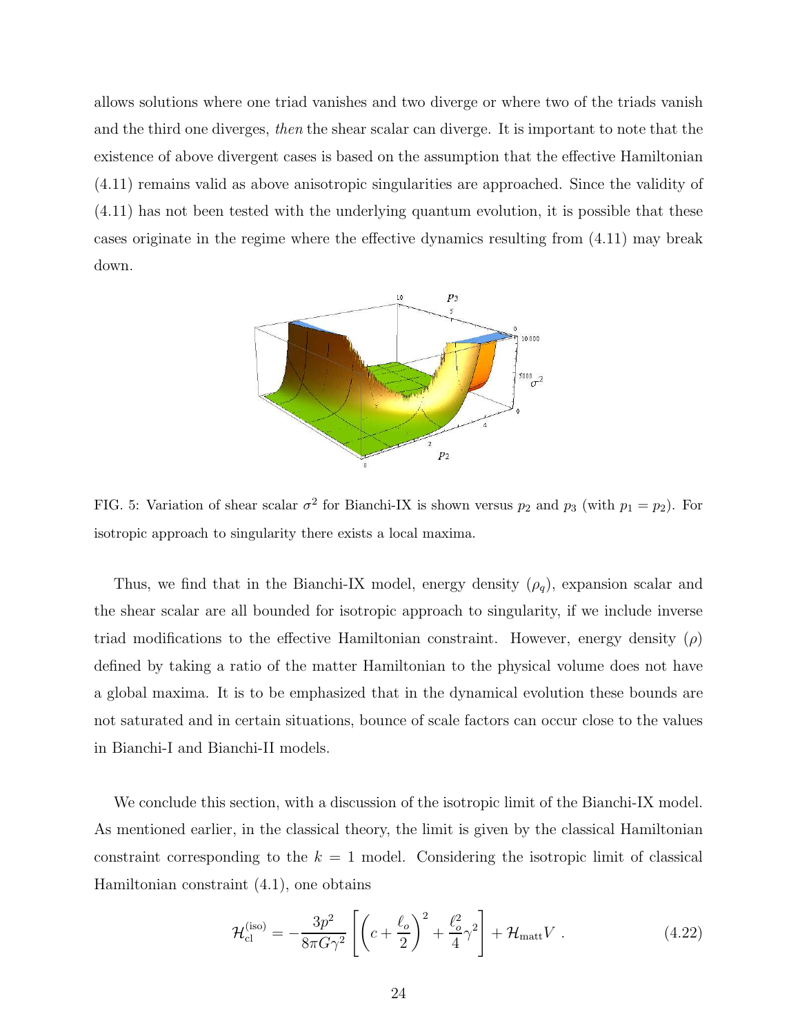allows solutions where one triad vanishes and two diverge or where two of the triads vanish and the third one diverges, *then* the shear scalar can diverge. It is important to note that the existence of above divergent cases is based on the assumption that the effective Hamiltonian (4.11) remains valid as above anisotropic singularities are approached. Since the validity of (4.11) has not been tested with the underlying quantum evolution, it is possible that these cases originate in the regime where the effective dynamics resulting from (4.11) may break down.

FIG. 5: Variation of shear scalar $\sigma^2$ for Bianchi-IX is shown versus $p_2$ and $p_3$ (with $p_1 = p_2$). For isotropic approach to singularity there exists a local maxima.

Thus, we find that in the Bianchi-IX model, energy density ($\rho_q$), expansion scalar and the shear scalar are all bounded for isotropic approach to singularity, if we include inverse triad modifications to the effective Hamiltonian constraint. However, energy density ($\rho$) defined by taking a ratio of the matter Hamiltonian to the physical volume does not have a global maxima. It is to be emphasized that in the dynamical evolution these bounds are not saturated and in certain situations, bounce of scale factors can occur close to the values in Bianchi-I and Bianchi-II models.

We conclude this section, with a discussion of the isotropic limit of the Bianchi-IX model. As mentioned earlier, in the classical theory, the limit is given by the classical Hamiltonian constraint corresponding to the $k = 1$ model. Considering the isotropic limit of classical Hamiltonian constraint (4.1), one obtains

$$\mathcal{H}_{\rm cl}^{\rm (iso)} = -\frac{3p^2}{8\pi G\gamma^2}\left[\left(c + \frac{\ell_o}{2}\right)^2 + \frac{\ell_o^2}{4}\gamma^2\right] + \mathcal{H}_{\rm matt}V \ . \tag{4.22}$$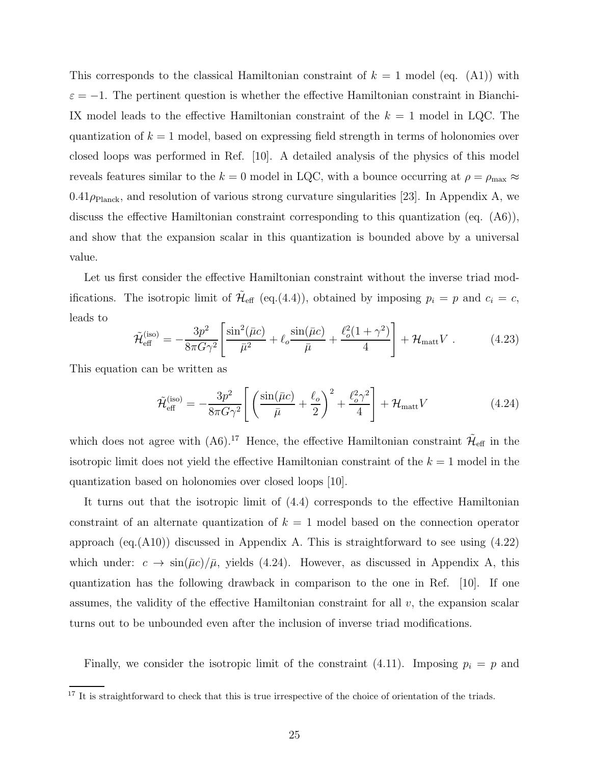This corresponds to the classical Hamiltonian constraint of $k = 1$ model (eq. (A1)) with $\varepsilon = -1$. The pertinent question is whether the effective Hamiltonian constraint in Bianchi-IX model leads to the effective Hamiltonian constraint of the $k = 1$ model in LQC. The quantization of $k = 1$ model, based on expressing field strength in terms of holonomies over closed loops was performed in Ref. [10]. A detailed analysis of the physics of this model reveals features similar to the $k = 0$ model in LQC, with a bounce occurring at $\rho = \rho_{\rm max} \approx 0.41\rho_{\rm Planck}$, and resolution of various strong curvature singularities [23]. In Appendix A, we discuss the effective Hamiltonian constraint corresponding to this quantization (eq. (A6)), and show that the expansion scalar in this quantization is bounded above by a universal value.

Let us first consider the effective Hamiltonian constraint without the inverse triad modifications. The isotropic limit of $\tilde{\mathcal{H}}_{\rm eff}$ (eq.(4.4)), obtained by imposing $p_i = p$ and $c_i = c$, leads to

$$\tilde{\mathcal{H}}^{\rm (iso)}_{\rm eff} = -\frac{3p^2}{8\pi G\gamma^2}\left[\frac{\sin^2(\bar\mu c)}{\bar\mu^2} + \ell_o \frac{\sin(\bar\mu c)}{\bar\mu} + \frac{\ell_o^2(1+\gamma^2)}{4}\right] + \mathcal{H}_{\rm matt} V \ . \tag{4.23}$$

This equation can be written as

$$\tilde{\mathcal{H}}^{\rm (iso)}_{\rm eff} = -\frac{3p^2}{8\pi G\gamma^2}\left[\left(\frac{\sin(\bar\mu c)}{\bar\mu} + \frac{\ell_o}{2}\right)^2 + \frac{\ell_o^2\gamma^2}{4}\right] + \mathcal{H}_{\rm matt} V \tag{4.24}$$

which does not agree with (A6).[17] Hence, the effective Hamiltonian constraint $\tilde{\mathcal{H}}_{\rm eff}$ in the isotropic limit does not yield the effective Hamiltonian constraint of the $k = 1$ model in the quantization based on holonomies over closed loops [10].

It turns out that the isotropic limit of (4.4) corresponds to the effective Hamiltonian constraint of an alternate quantization of $k = 1$ model based on the connection operator approach (eq.(A10)) discussed in Appendix A. This is straightforward to see using (4.22) which under: $c \to \sin(\bar\mu c)/\bar\mu$, yields (4.24). However, as discussed in Appendix A, this quantization has the following drawback in comparison to the one in Ref. [10]. If one assumes, the validity of the effective Hamiltonian constraint for all $v$, the expansion scalar turns out to be unbounded even after the inclusion of inverse triad modifications.

Finally, we consider the isotropic limit of the constraint (4.11). Imposing $p_i = p$ and

[17] It is straightforward to check that this is true irrespective of the choice of orientation of the triads.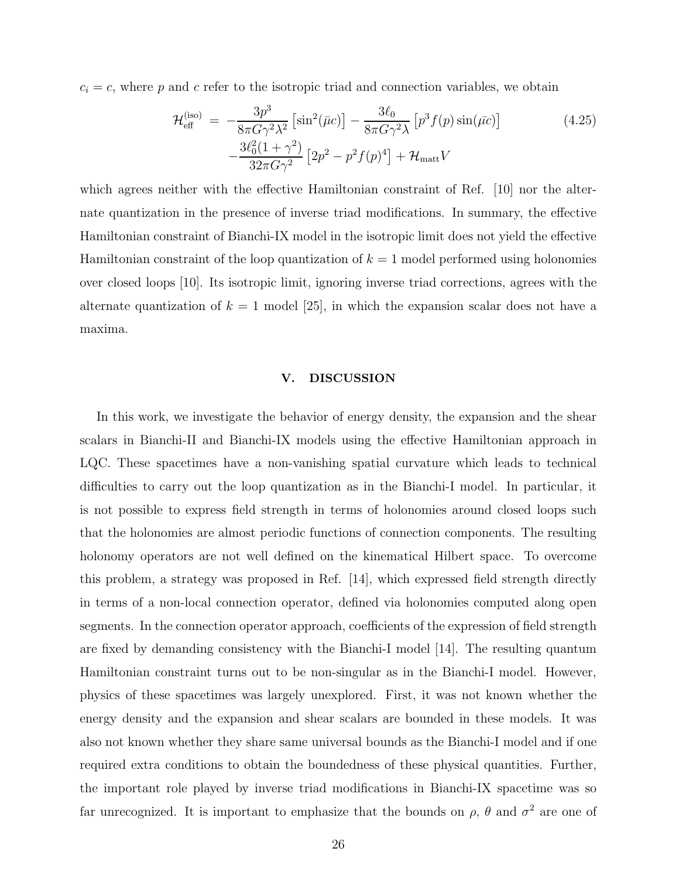$c_i = c$, where $p$ and $c$ refer to the isotropic triad and connection variables, we obtain

$$\mathcal{H}_{\text{eff}}^{(\text{iso})} = -\frac{3p^3}{8\pi G\gamma^2\lambda^2}\left[\sin^2(\bar{\mu}c)\right] - \frac{3\ell_0}{8\pi G\gamma^2\lambda}\left[p^3 f(p)\sin(\bar{\mu}c)\right] - \frac{3\ell_0^2(1+\gamma^2)}{32\pi G\gamma^2}\left[2p^2 - p^2 f(p)^4\right] + \mathcal{H}_{\text{matt}}V \tag{4.25}$$

which agrees neither with the effective Hamiltonian constraint of Ref. [10] nor the alternate quantization in the presence of inverse triad modifications. In summary, the effective Hamiltonian constraint of Bianchi-IX model in the isotropic limit does not yield the effective Hamiltonian constraint of the loop quantization of $k = 1$ model performed using holonomies over closed loops [10]. Its isotropic limit, ignoring inverse triad corrections, agrees with the alternate quantization of $k = 1$ model [25], in which the expansion scalar does not have a maxima.

## V. DISCUSSION

In this work, we investigate the behavior of energy density, the expansion and the shear scalars in Bianchi-II and Bianchi-IX models using the effective Hamiltonian approach in LQC. These spacetimes have a non-vanishing spatial curvature which leads to technical difficulties to carry out the loop quantization as in the Bianchi-I model. In particular, it is not possible to express field strength in terms of holonomies around closed loops such that the holonomies are almost periodic functions of connection components. The resulting holonomy operators are not well defined on the kinematical Hilbert space. To overcome this problem, a strategy was proposed in Ref. [14], which expressed field strength directly in terms of a non-local connection operator, defined via holonomies computed along open segments. In the connection operator approach, coefficients of the expression of field strength are fixed by demanding consistency with the Bianchi-I model [14]. The resulting quantum Hamiltonian constraint turns out to be non-singular as in the Bianchi-I model. However, physics of these spacetimes was largely unexplored. First, it was not known whether the energy density and the expansion and shear scalars are bounded in these models. It was also not known whether they share same universal bounds as the Bianchi-I model and if one required extra conditions to obtain the boundedness of these physical quantities. Further, the important role played by inverse triad modifications in Bianchi-IX spacetime was so far unrecognized. It is important to emphasize that the bounds on $\rho$, $\theta$ and $\sigma^2$ are one of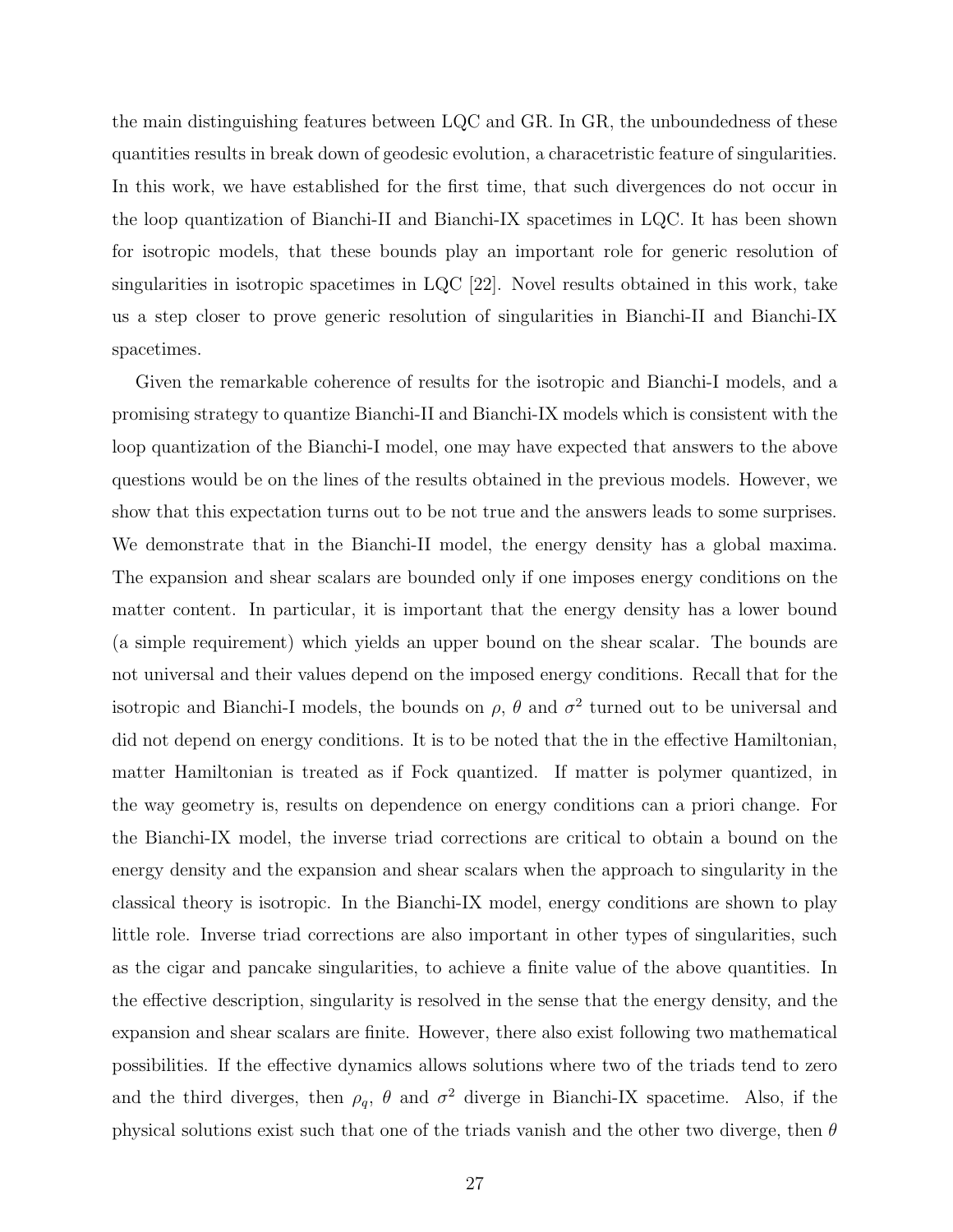the main distinguishing features between LQC and GR. In GR, the unboundedness of these quantities results in break down of geodesic evolution, a charecetristic feature of singularities. In this work, we have established for the first time, that such divergences do not occur in the loop quantization of Bianchi-II and Bianchi-IX spacetimes in LQC. It has been shown for isotropic models, that these bounds play an important role for generic resolution of singularities in isotropic spacetimes in LQC [22]. Novel results obtained in this work, take us a step closer to prove generic resolution of singularities in Bianchi-II and Bianchi-IX spacetimes.

Given the remarkable coherence of results for the isotropic and Bianchi-I models, and a promising strategy to quantize Bianchi-II and Bianchi-IX models which is consistent with the loop quantization of the Bianchi-I model, one may have expected that answers to the above questions would be on the lines of the results obtained in the previous models. However, we show that this expectation turns out to be not true and the answers leads to some surprises. We demonstrate that in the Bianchi-II model, the energy density has a global maxima. The expansion and shear scalars are bounded only if one imposes energy conditions on the matter content. In particular, it is important that the energy density has a lower bound (a simple requirement) which yields an upper bound on the shear scalar. The bounds are not universal and their values depend on the imposed energy conditions. Recall that for the isotropic and Bianchi-I models, the bounds on $\rho$, $\theta$ and $\sigma^2$ turned out to be universal and did not depend on energy conditions. It is to be noted that the in the effective Hamiltonian, matter Hamiltonian is treated as if Fock quantized. If matter is polymer quantized, in the way geometry is, results on dependence on energy conditions can a priori change. For the Bianchi-IX model, the inverse triad corrections are critical to obtain a bound on the energy density and the expansion and shear scalars when the approach to singularity in the classical theory is isotropic. In the Bianchi-IX model, energy conditions are shown to play little role. Inverse triad corrections are also important in other types of singularities, such as the cigar and pancake singularities, to achieve a finite value of the above quantities. In the effective description, singularity is resolved in the sense that the energy density, and the expansion and shear scalars are finite. However, there also exist following two mathematical possibilities. If the effective dynamics allows solutions where two of the triads tend to zero and the third diverges, then $\rho_q$, $\theta$ and $\sigma^2$ diverge in Bianchi-IX spacetime. Also, if the physical solutions exist such that one of the triads vanish and the other two diverge, then $\theta$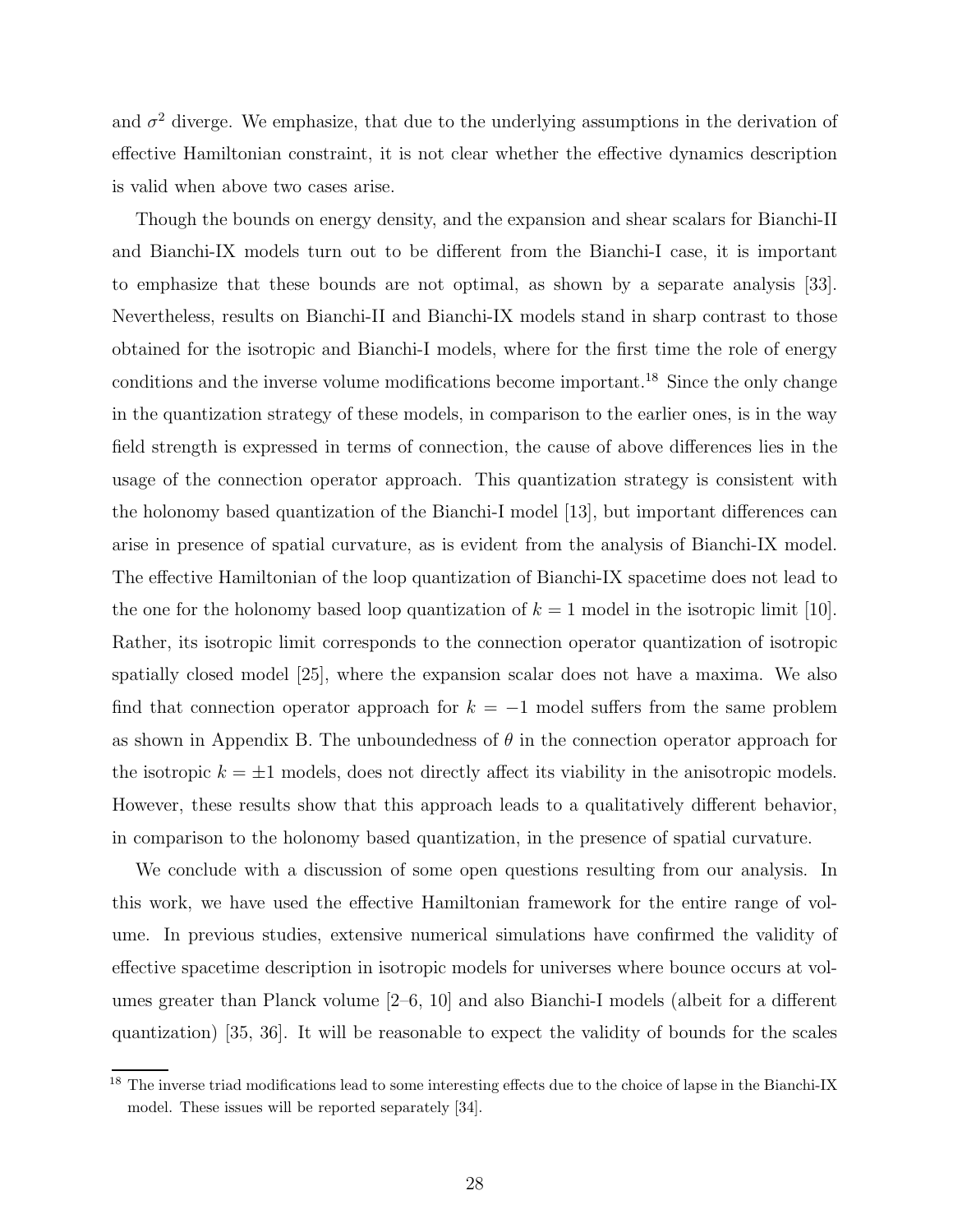and $\sigma^2$ diverge. We emphasize, that due to the underlying assumptions in the derivation of effective Hamiltonian constraint, it is not clear whether the effective dynamics description is valid when above two cases arise.

Though the bounds on energy density, and the expansion and shear scalars for Bianchi-II and Bianchi-IX models turn out to be different from the Bianchi-I case, it is important to emphasize that these bounds are not optimal, as shown by a separate analysis [33]. Nevertheless, results on Bianchi-II and Bianchi-IX models stand in sharp contrast to those obtained for the isotropic and Bianchi-I models, where for the first time the role of energy conditions and the inverse volume modifications become important.[18] Since the only change in the quantization strategy of these models, in comparison to the earlier ones, is in the way field strength is expressed in terms of connection, the cause of above differences lies in the usage of the connection operator approach. This quantization strategy is consistent with the holonomy based quantization of the Bianchi-I model [13], but important differences can arise in presence of spatial curvature, as is evident from the analysis of Bianchi-IX model. The effective Hamiltonian of the loop quantization of Bianchi-IX spacetime does not lead to the one for the holonomy based loop quantization of $k = 1$ model in the isotropic limit [10]. Rather, its isotropic limit corresponds to the connection operator quantization of isotropic spatially closed model [25], where the expansion scalar does not have a maxima. We also find that connection operator approach for $k = -1$ model suffers from the same problem as shown in Appendix B. The unboundedness of $\theta$ in the connection operator approach for the isotropic $k = \pm 1$ models, does not directly affect its viability in the anisotropic models. However, these results show that this approach leads to a qualitatively different behavior, in comparison to the holonomy based quantization, in the presence of spatial curvature.

We conclude with a discussion of some open questions resulting from our analysis. In this work, we have used the effective Hamiltonian framework for the entire range of volume. In previous studies, extensive numerical simulations have confirmed the validity of effective spacetime description in isotropic models for universes where bounce occurs at volumes greater than Planck volume [2–6, 10] and also Bianchi-I models (albeit for a different quantization) [35, 36]. It will be reasonable to expect the validity of bounds for the scales

[18] The inverse triad modifications lead to some interesting effects due to the choice of lapse in the Bianchi-IX model. These issues will be reported separately [34].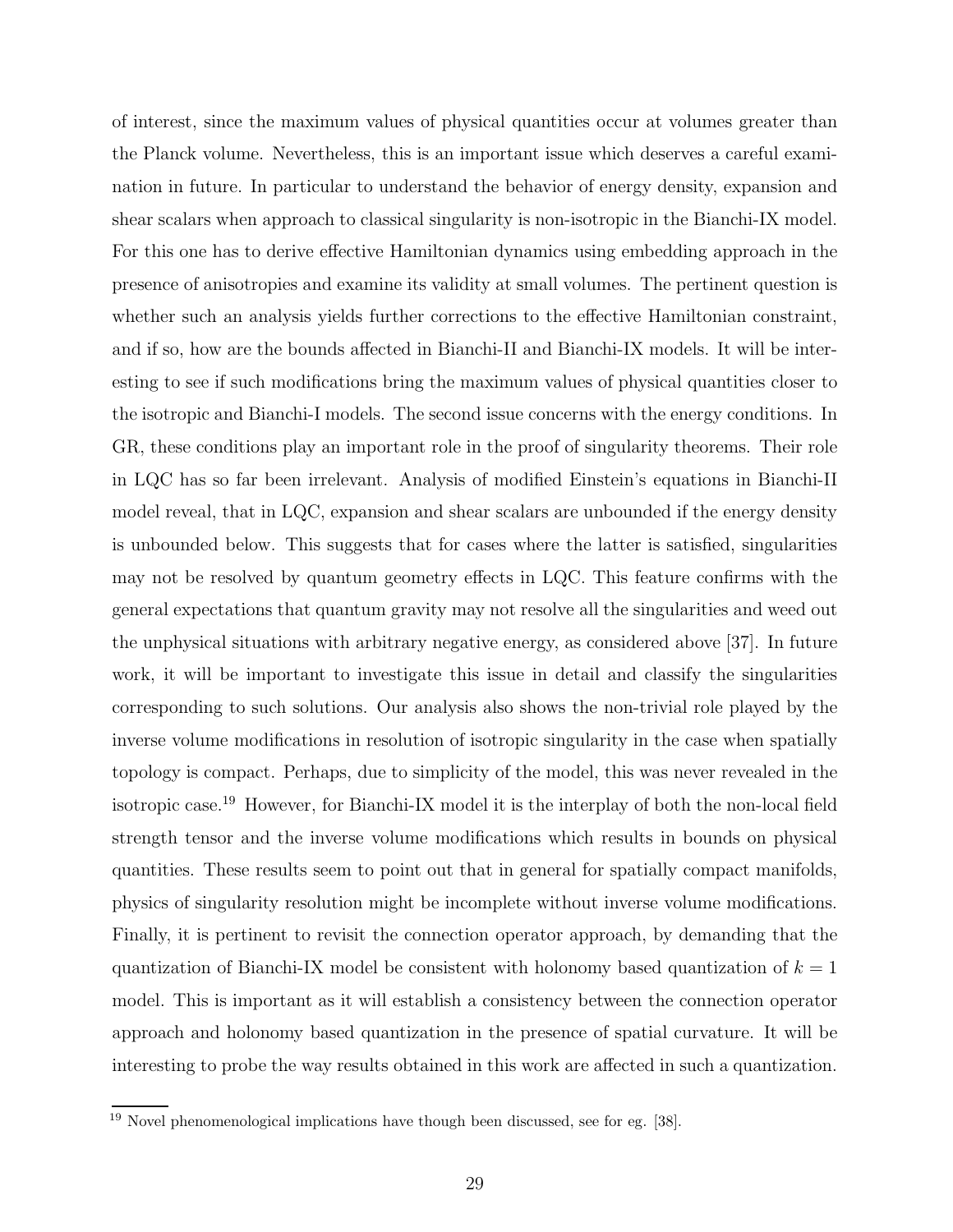of interest, since the maximum values of physical quantities occur at volumes greater than the Planck volume. Nevertheless, this is an important issue which deserves a careful examination in future. In particular to understand the behavior of energy density, expansion and shear scalars when approach to classical singularity is non-isotropic in the Bianchi-IX model. For this one has to derive effective Hamiltonian dynamics using embedding approach in the presence of anisotropies and examine its validity at small volumes. The pertinent question is whether such an analysis yields further corrections to the effective Hamiltonian constraint, and if so, how are the bounds affected in Bianchi-II and Bianchi-IX models. It will be interesting to see if such modifications bring the maximum values of physical quantities closer to the isotropic and Bianchi-I models. The second issue concerns with the energy conditions. In GR, these conditions play an important role in the proof of singularity theorems. Their role in LQC has so far been irrelevant. Analysis of modified Einstein's equations in Bianchi-II model reveal, that in LQC, expansion and shear scalars are unbounded if the energy density is unbounded below. This suggests that for cases where the latter is satisfied, singularities may not be resolved by quantum geometry effects in LQC. This feature confirms with the general expectations that quantum gravity may not resolve all the singularities and weed out the unphysical situations with arbitrary negative energy, as considered above [37]. In future work, it will be important to investigate this issue in detail and classify the singularities corresponding to such solutions. Our analysis also shows the non-trivial role played by the inverse volume modifications in resolution of isotropic singularity in the case when spatially topology is compact. Perhaps, due to simplicity of the model, this was never revealed in the isotropic case.[19] However, for Bianchi-IX model it is the interplay of both the non-local field strength tensor and the inverse volume modifications which results in bounds on physical quantities. These results seem to point out that in general for spatially compact manifolds, physics of singularity resolution might be incomplete without inverse volume modifications. Finally, it is pertinent to revisit the connection operator approach, by demanding that the quantization of Bianchi-IX model be consistent with holonomy based quantization of $k = 1$ model. This is important as it will establish a consistency between the connection operator approach and holonomy based quantization in the presence of spatial curvature. It will be interesting to probe the way results obtained in this work are affected in such a quantization.

[19] Novel phenomenological implications have though been discussed, see for eg. [38].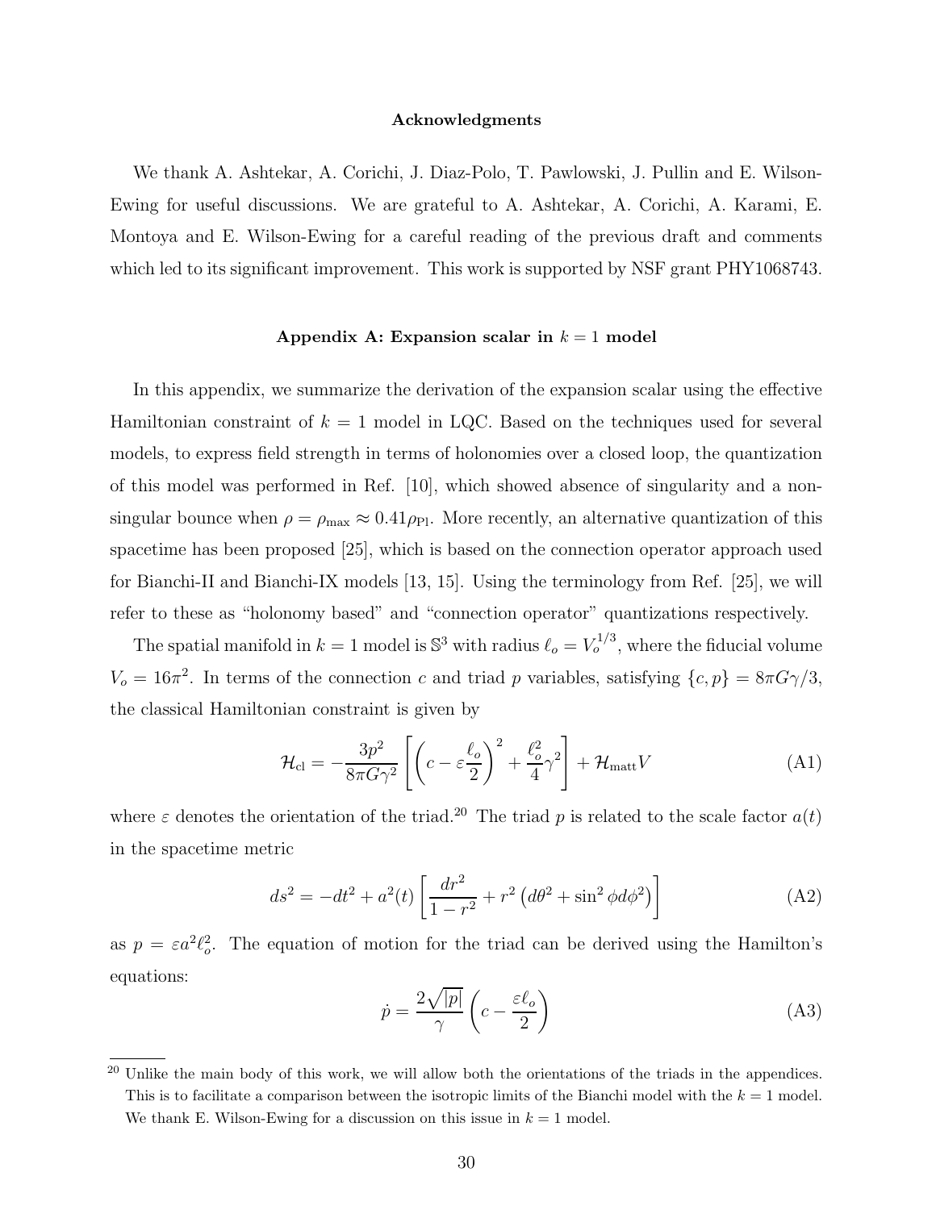### Acknowledgments

We thank A. Ashtekar, A. Corichi, J. Diaz-Polo, T. Pawlowski, J. Pullin and E. Wilson-Ewing for useful discussions. We are grateful to A. Ashtekar, A. Corichi, A. Karami, E. Montoya and E. Wilson-Ewing for a careful reading of the previous draft and comments which led to its significant improvement. This work is supported by NSF grant PHY1068743.

### Appendix A: Expansion scalar in $k = 1$ model

In this appendix, we summarize the derivation of the expansion scalar using the effective Hamiltonian constraint of $k = 1$ model in LQC. Based on the techniques used for several models, to express field strength in terms of holonomies over a closed loop, the quantization of this model was performed in Ref. [10], which showed absence of singularity and a non-singular bounce when $\rho = \rho_{\rm max} \approx 0.41\rho_{\rm Pl}$. More recently, an alternative quantization of this spacetime has been proposed [25], which is based on the connection operator approach used for Bianchi-II and Bianchi-IX models [13, 15]. Using the terminology from Ref. [25], we will refer to these as "holonomy based" and "connection operator" quantizations respectively.

The spatial manifold in $k = 1$ model is $\mathbb{S}^3$ with radius $\ell_o = V_o^{1/3}$, where the fiducial volume $V_o = 16\pi^2$. In terms of the connection $c$ and triad $p$ variables, satisfying $\{c, p\} = 8\pi G\gamma/3$, the classical Hamiltonian constraint is given by

$$\mathcal{H}_{\rm cl} = -\frac{3p^2}{8\pi G\gamma^2}\left[\left(c - \varepsilon\frac{\ell_o}{2}\right)^2 + \frac{\ell_o^2}{4}\gamma^2\right] + \mathcal{H}_{\rm matt}V \tag{A1}$$

where $\varepsilon$ denotes the orientation of the triad.[20] The triad $p$ is related to the scale factor $a(t)$ in the spacetime metric

$$ds^2 = -dt^2 + a^2(t)\left[\frac{dr^2}{1-r^2} + r^2\left(d\theta^2 + \sin^2\phi d\phi^2\right)\right] \tag{A2}$$

as $p = \varepsilon a^2\ell_o^2$. The equation of motion for the triad can be derived using the Hamilton's equations:

$$\dot{p} = \frac{2\sqrt{|p|}}{\gamma}\left(c - \frac{\varepsilon\ell_o}{2}\right) \tag{A3}$$

[20] Unlike the main body of this work, we will allow both the orientations of the triads in the appendices. This is to facilitate a comparison between the isotropic limits of the Bianchi model with the $k = 1$ model. We thank E. Wilson-Ewing for a discussion on this issue in $k = 1$ model.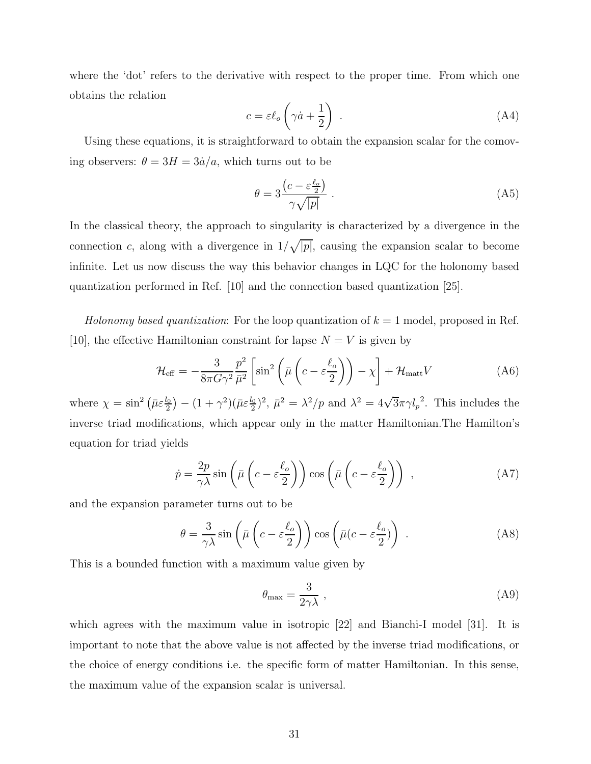where the 'dot' refers to the derivative with respect to the proper time. From which one obtains the relation

$$c = \varepsilon \ell_o \left( \gamma \dot{a} + \frac{1}{2} \right) \ . \tag{A4}$$

Using these equations, it is straightforward to obtain the expansion scalar for the comoving observers: $\theta = 3H = 3\dot{a}/a$, which turns out to be

$$\theta = 3 \frac{\left(c - \varepsilon \frac{\ell_o}{2}\right)}{\gamma \sqrt{|p|}} \ . \tag{A5}$$

In the classical theory, the approach to singularity is characterized by a divergence in the connection $c$, along with a divergence in $1/\sqrt{|p|}$, causing the expansion scalar to become infinite. Let us now discuss the way this behavior changes in LQC for the holonomy based quantization performed in Ref. [10] and the connection based quantization [25].

*Holonomy based quantization*: For the loop quantization of $k = 1$ model, proposed in Ref. [10], the effective Hamiltonian constraint for lapse $N = V$ is given by

$$\mathcal{H}_{\text{eff}} = -\frac{3}{8\pi G \gamma^2} \frac{p^2}{\bar{\mu}^2} \left[ \sin^2 \left( \bar{\mu} \left( c - \varepsilon \frac{\ell_o}{2} \right) \right) - \chi \right] + \mathcal{H}_{\text{matt}} V \tag{A6}$$

where $\chi = \sin^2\left(\bar{\mu}\varepsilon\frac{l_0}{2}\right) - (1+\gamma^2)(\bar{\mu}\varepsilon\frac{l_0}{2})^2$, $\bar{\mu}^2 = \lambda^2/p$ and $\lambda^2 = 4\sqrt{3}\pi\gamma {l_p}^2$. This includes the inverse triad modifications, which appear only in the matter Hamiltonian.The Hamilton's equation for triad yields

$$\dot{p} = \frac{2p}{\gamma\lambda} \sin\left(\bar{\mu}\left(c - \varepsilon\frac{\ell_o}{2}\right)\right) \cos\left(\bar{\mu}\left(c - \varepsilon\frac{\ell_o}{2}\right)\right) \ , \tag{A7}$$

and the expansion parameter turns out to be

$$\theta = \frac{3}{\gamma\lambda} \sin\left(\bar{\mu}\left(c - \varepsilon\frac{\ell_o}{2}\right)\right) \cos\left(\bar{\mu}(c - \varepsilon\frac{\ell_o}{2})\right) \ . \tag{A8}$$

This is a bounded function with a maximum value given by

$$\theta_{\max} = \frac{3}{2\gamma\lambda} \ , \tag{A9}$$

which agrees with the maximum value in isotropic [22] and Bianchi-I model [31]. It is important to note that the above value is not affected by the inverse triad modifications, or the choice of energy conditions i.e. the specific form of matter Hamiltonian. In this sense, the maximum value of the expansion scalar is universal.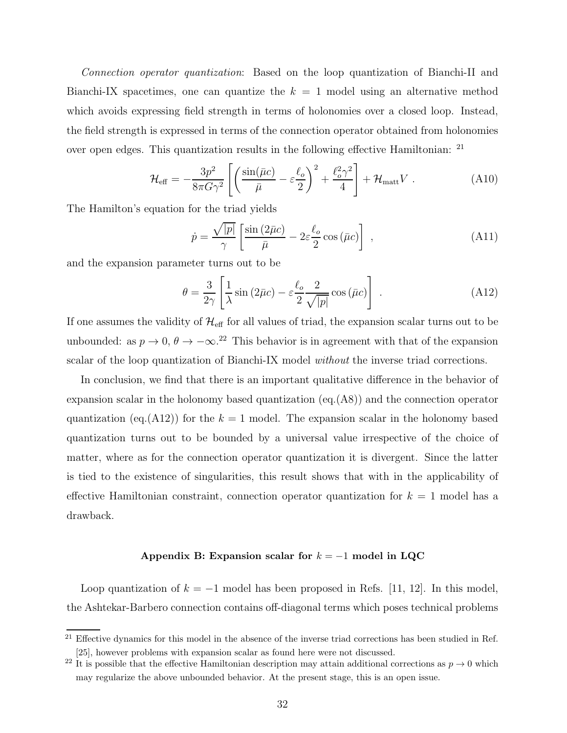*Connection operator quantization*: Based on the loop quantization of Bianchi-II and Bianchi-IX spacetimes, one can quantize the $k = 1$ model using an alternative method which avoids expressing field strength in terms of holonomies over a closed loop. Instead, the field strength is expressed in terms of the connection operator obtained from holonomies over open edges. This quantization results in the following effective Hamiltonian: [21]

$$\mathcal{H}_{\rm eff} = -\frac{3p^2}{8\pi G\gamma^2}\left[\left(\frac{\sin(\bar{\mu}c)}{\bar{\mu}} - \varepsilon\frac{\ell_o}{2}\right)^2 + \frac{\ell_o^2\gamma^2}{4}\right] + \mathcal{H}_{\rm matt}V \ . \tag{A10}$$

The Hamilton's equation for the triad yields

$$\dot{p} = \frac{\sqrt{|p|}}{\gamma}\left[\frac{\sin(2\bar{\mu}c)}{\bar{\mu}} - 2\varepsilon\frac{\ell_o}{2}\cos(\bar{\mu}c)\right] \ , \tag{A11}$$

and the expansion parameter turns out to be

$$\theta = \frac{3}{2\gamma}\left[\frac{1}{\lambda}\sin(2\bar{\mu}c) - \varepsilon\frac{\ell_o}{2}\frac{2}{\sqrt{|p|}}\cos(\bar{\mu}c)\right] \ . \tag{A12}$$

If one assumes the validity of $\mathcal{H}_{\rm eff}$ for all values of triad, the expansion scalar turns out to be unbounded: as $p \to 0$, $\theta \to -\infty$.[22] This behavior is in agreement with that of the expansion scalar of the loop quantization of Bianchi-IX model *without* the inverse triad corrections.

In conclusion, we find that there is an important qualitative difference in the behavior of expansion scalar in the holonomy based quantization (eq.(A8)) and the connection operator quantization (eq.(A12)) for the $k = 1$ model. The expansion scalar in the holonomy based quantization turns out to be bounded by a universal value irrespective of the choice of matter, where as for the connection operator quantization it is divergent. Since the latter is tied to the existence of singularities, this result shows that with in the applicability of effective Hamiltonian constraint, connection operator quantization for $k = 1$ model has a drawback.

### Appendix B: Expansion scalar for $k = -1$ model in LQC

Loop quantization of $k = -1$ model has been proposed in Refs. [11, 12]. In this model, the Ashtekar-Barbero connection contains off-diagonal terms which poses technical problems

---

[21] Effective dynamics for this model in the absence of the inverse triad corrections has been studied in Ref. [25], however problems with expansion scalar as found here were not discussed.

[22] It is possible that the effective Hamiltonian description may attain additional corrections as $p \to 0$ which may regularize the above unbounded behavior. At the present stage, this is an open issue.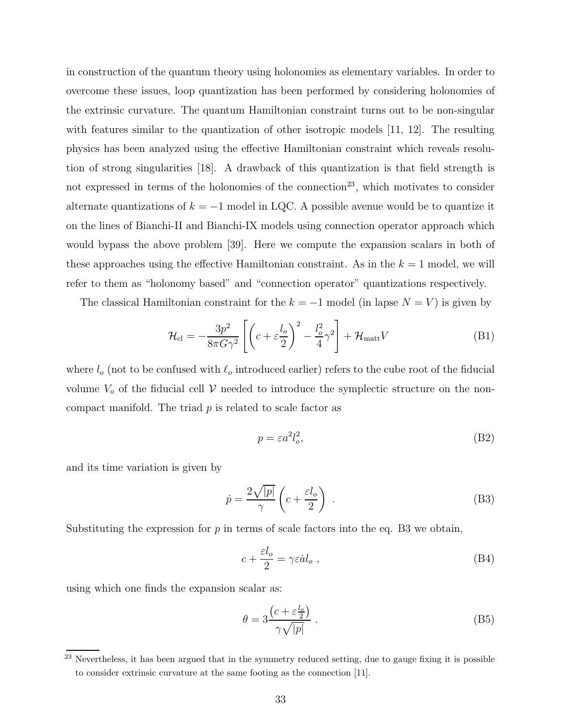in construction of the quantum theory using holonomies as elementary variables. In order to overcome these issues, loop quantization has been performed by considering holonomies of the extrinsic curvature. The quantum Hamiltonian constraint turns out to be non-singular with features similar to the quantization of other isotropic models [11, 12]. The resulting physics has been analyzed using the effective Hamiltonian constraint which reveals resolution of strong singularities [18]. A drawback of this quantization is that field strength is not expressed in terms of the holonomies of the connection[23], which motivates to consider alternate quantizations of $k = -1$ model in LQC. A possible avenue would be to quantize it on the lines of Bianchi-II and Bianchi-IX models using connection operator approach which would bypass the above problem [39]. Here we compute the expansion scalars in both of these approaches using the effective Hamiltonian constraint. As in the $k = 1$ model, we will refer to them as "holonomy based" and "connection operator" quantizations respectively.

The classical Hamiltonian constraint for the $k = -1$ model (in lapse $N = V$) is given by

$$\mathcal{H}_{\rm cl} = -\frac{3p^2}{8\pi G\gamma^2}\left[\left(c + \varepsilon\frac{l_o}{2}\right)^2 - \frac{l_o^2}{4}\gamma^2\right] + \mathcal{H}_{\rm matt}V \tag{B1}$$

where $l_o$ (not to be confused with $\ell_o$ introduced earlier) refers to the cube root of the fiducial volume $V_o$ of the fiducial cell $\mathcal{V}$ needed to introduce the symplectic structure on the non-compact manifold. The triad $p$ is related to scale factor as

$$p = \varepsilon a^2 l_o^2, \tag{B2}$$

and its time variation is given by

$$\dot{p} = \frac{2\sqrt{|p|}}{\gamma}\left(c + \frac{\varepsilon l_o}{2}\right) \ . \tag{B3}$$

Substituting the expression for $p$ in terms of scale factors into the eq. B3 we obtain,

$$c + \frac{\varepsilon l_o}{2} = \gamma\varepsilon\dot{a}l_o \ , \tag{B4}$$

using which one finds the expansion scalar as:

$$\theta = 3\frac{\left(c + \varepsilon\frac{l_o}{2}\right)}{\gamma\sqrt{|p|}} \ . \tag{B5}$$

[23] Nevertheless, it has been argued that in the symmetry reduced setting, due to gauge fixing it is possible to consider extrinsic curvature at the same footing as the connection [11].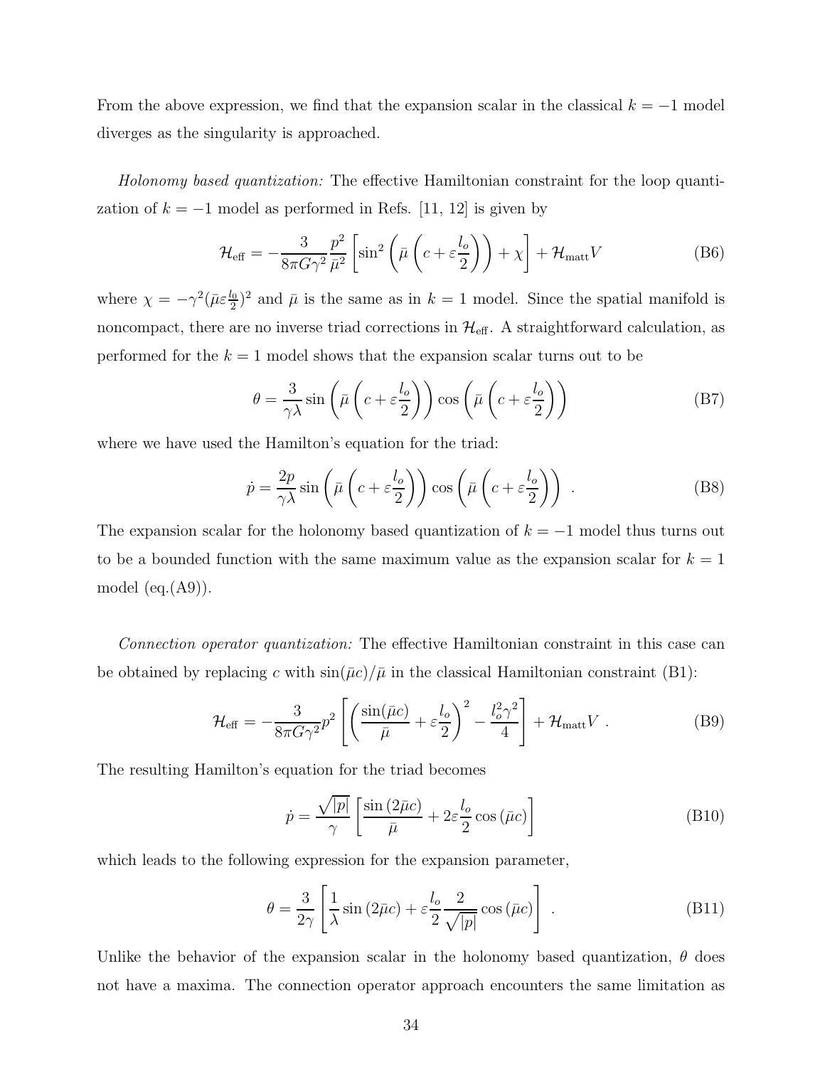From the above expression, we find that the expansion scalar in the classical $k = -1$ model diverges as the singularity is approached.

*Holonomy based quantization:* The effective Hamiltonian constraint for the loop quantization of $k = -1$ model as performed in Refs. [11, 12] is given by

$$\mathcal{H}_{\rm eff} = -\frac{3}{8\pi G\gamma^2}\frac{p^2}{\bar{\mu}^2}\left[\sin^2\left(\bar{\mu}\left(c + \varepsilon\frac{l_o}{2}\right)\right) + \chi\right] + \mathcal{H}_{\rm matt}V \tag{B6}$$

where $\chi = -\gamma^2(\bar{\mu}\varepsilon\frac{l_0}{2})^2$ and $\bar{\mu}$ is the same as in $k = 1$ model. Since the spatial manifold is noncompact, there are no inverse triad corrections in $\mathcal{H}_{\rm eff}$. A straightforward calculation, as performed for the $k = 1$ model shows that the expansion scalar turns out to be

$$\theta = \frac{3}{\gamma\lambda}\sin\left(\bar{\mu}\left(c + \varepsilon\frac{l_o}{2}\right)\right)\cos\left(\bar{\mu}\left(c + \varepsilon\frac{l_o}{2}\right)\right) \tag{B7}$$

where we have used the Hamilton's equation for the triad:

$$\dot{p} = \frac{2p}{\gamma\lambda}\sin\left(\bar{\mu}\left(c + \varepsilon\frac{l_o}{2}\right)\right)\cos\left(\bar{\mu}\left(c + \varepsilon\frac{l_o}{2}\right)\right)\ . \tag{B8}$$

The expansion scalar for the holonomy based quantization of $k = -1$ model thus turns out to be a bounded function with the same maximum value as the expansion scalar for $k = 1$ model (eq.(A9)).

*Connection operator quantization:* The effective Hamiltonian constraint in this case can be obtained by replacing $c$ with $\sin(\bar{\mu}c)/\bar{\mu}$ in the classical Hamiltonian constraint (B1):

$$\mathcal{H}_{\rm eff} = -\frac{3}{8\pi G\gamma^2}p^2\left[\left(\frac{\sin(\bar{\mu}c)}{\bar{\mu}} + \varepsilon\frac{l_o}{2}\right)^2 - \frac{l_o^2\gamma^2}{4}\right] + \mathcal{H}_{\rm matt}V\ . \tag{B9}$$

The resulting Hamilton's equation for the triad becomes

$$\dot{p} = \frac{\sqrt{|p|}}{\gamma}\left[\frac{\sin\left(2\bar{\mu}c\right)}{\bar{\mu}} + 2\varepsilon\frac{l_o}{2}\cos\left(\bar{\mu}c\right)\right] \tag{B10}$$

which leads to the following expression for the expansion parameter,

$$\theta = \frac{3}{2\gamma}\left[\frac{1}{\lambda}\sin\left(2\bar{\mu}c\right) + \varepsilon\frac{l_o}{2}\frac{2}{\sqrt{|p|}}\cos\left(\bar{\mu}c\right)\right]\ . \tag{B11}$$

Unlike the behavior of the expansion scalar in the holonomy based quantization, $\theta$ does not have a maxima. The connection operator approach encounters the same limitation as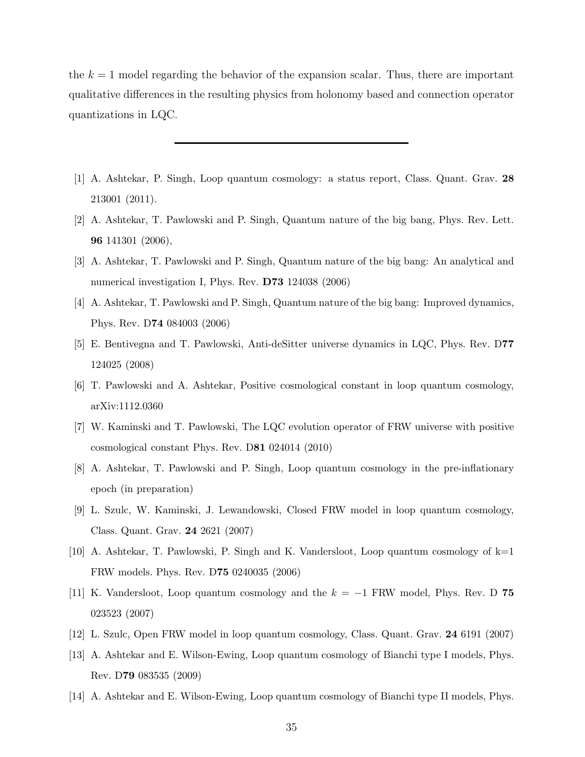the $k = 1$ model regarding the behavior of the expansion scalar. Thus, there are important qualitative differences in the resulting physics from holonomy based and connection operator quantizations in LQC.

---

[1] A. Ashtekar, P. Singh, Loop quantum cosmology: a status report, Class. Quant. Grav. **28** 213001 (2011).

[2] A. Ashtekar, T. Pawlowski and P. Singh, Quantum nature of the big bang, Phys. Rev. Lett. **96** 141301 (2006),

[3] A. Ashtekar, T. Pawlowski and P. Singh, Quantum nature of the big bang: An analytical and numerical investigation I, Phys. Rev. **D73** 124038 (2006)

[4] A. Ashtekar, T. Pawlowski and P. Singh, Quantum nature of the big bang: Improved dynamics, Phys. Rev. D**74** 084003 (2006)

[5] E. Bentivegna and T. Pawlowski, Anti-deSitter universe dynamics in LQC, Phys. Rev. D**77** 124025 (2008)

[6] T. Pawlowski and A. Ashtekar, Positive cosmological constant in loop quantum cosmology, arXiv:1112.0360

[7] W. Kaminski and T. Pawlowski, The LQC evolution operator of FRW universe with positive cosmological constant Phys. Rev. D**81** 024014 (2010)

[8] A. Ashtekar, T. Pawlowski and P. Singh, Loop quantum cosmology in the pre-inflationary epoch (in preparation)

[9] L. Szulc, W. Kaminski, J. Lewandowski, Closed FRW model in loop quantum cosmology, Class. Quant. Grav. **24** 2621 (2007)

[10] A. Ashtekar, T. Pawlowski, P. Singh and K. Vandersloot, Loop quantum cosmology of k=1 FRW models. Phys. Rev. D**75** 0240035 (2006)

[11] K. Vandersloot, Loop quantum cosmology and the $k = -1$ FRW model, Phys. Rev. D **75** 023523 (2007)

[12] L. Szulc, Open FRW model in loop quantum cosmology, Class. Quant. Grav. **24** 6191 (2007)

[13] A. Ashtekar and E. Wilson-Ewing, Loop quantum cosmology of Bianchi type I models, Phys. Rev. D**79** 083535 (2009)

[14] A. Ashtekar and E. Wilson-Ewing, Loop quantum cosmology of Bianchi type II models, Phys.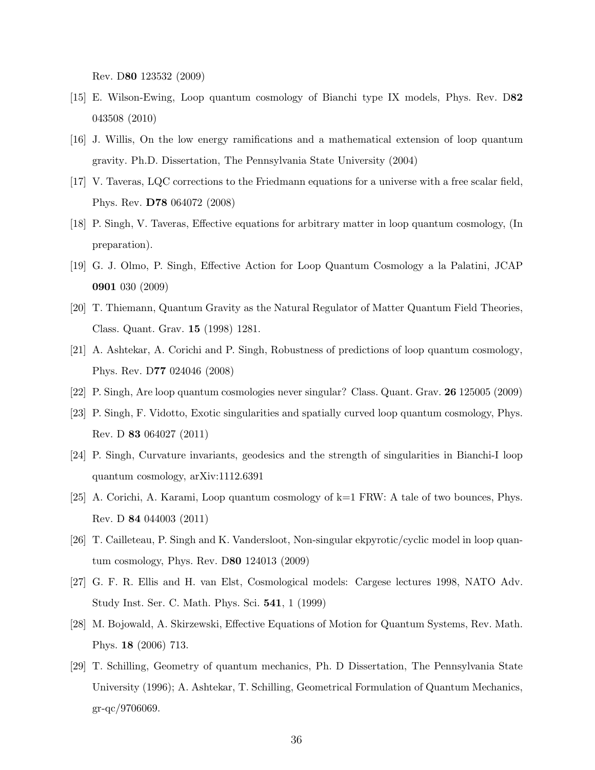Rev. D**80** 123532 (2009)

[15] E. Wilson-Ewing, Loop quantum cosmology of Bianchi type IX models, Phys. Rev. D**82** 043508 (2010)

[16] J. Willis, On the low energy ramifications and a mathematical extension of loop quantum gravity. Ph.D. Dissertation, The Pennsylvania State University (2004)

[17] V. Taveras, LQC corrections to the Friedmann equations for a universe with a free scalar field, Phys. Rev. **D78** 064072 (2008)

[18] P. Singh, V. Taveras, Effective equations for arbitrary matter in loop quantum cosmology, (In preparation).

[19] G. J. Olmo, P. Singh, Effective Action for Loop Quantum Cosmology a la Palatini, JCAP **0901** 030 (2009)

[20] T. Thiemann, Quantum Gravity as the Natural Regulator of Matter Quantum Field Theories, Class. Quant. Grav. **15** (1998) 1281.

[21] A. Ashtekar, A. Corichi and P. Singh, Robustness of predictions of loop quantum cosmology, Phys. Rev. D**77** 024046 (2008)

[22] P. Singh, Are loop quantum cosmologies never singular? Class. Quant. Grav. **26** 125005 (2009)

[23] P. Singh, F. Vidotto, Exotic singularities and spatially curved loop quantum cosmology, Phys. Rev. D **83** 064027 (2011)

[24] P. Singh, Curvature invariants, geodesics and the strength of singularities in Bianchi-I loop quantum cosmology, arXiv:1112.6391

[25] A. Corichi, A. Karami, Loop quantum cosmology of k=1 FRW: A tale of two bounces, Phys. Rev. D **84** 044003 (2011)

[26] T. Cailleteau, P. Singh and K. Vandersloot, Non-singular ekpyrotic/cyclic model in loop quantum cosmology, Phys. Rev. D**80** 124013 (2009)

[27] G. F. R. Ellis and H. van Elst, Cosmological models: Cargese lectures 1998, NATO Adv. Study Inst. Ser. C. Math. Phys. Sci. **541**, 1 (1999)

[28] M. Bojowald, A. Skirzewski, Effective Equations of Motion for Quantum Systems, Rev. Math. Phys. **18** (2006) 713.

[29] T. Schilling, Geometry of quantum mechanics, Ph. D Dissertation, The Pennsylvania State University (1996); A. Ashtekar, T. Schilling, Geometrical Formulation of Quantum Mechanics, gr-qc/9706069.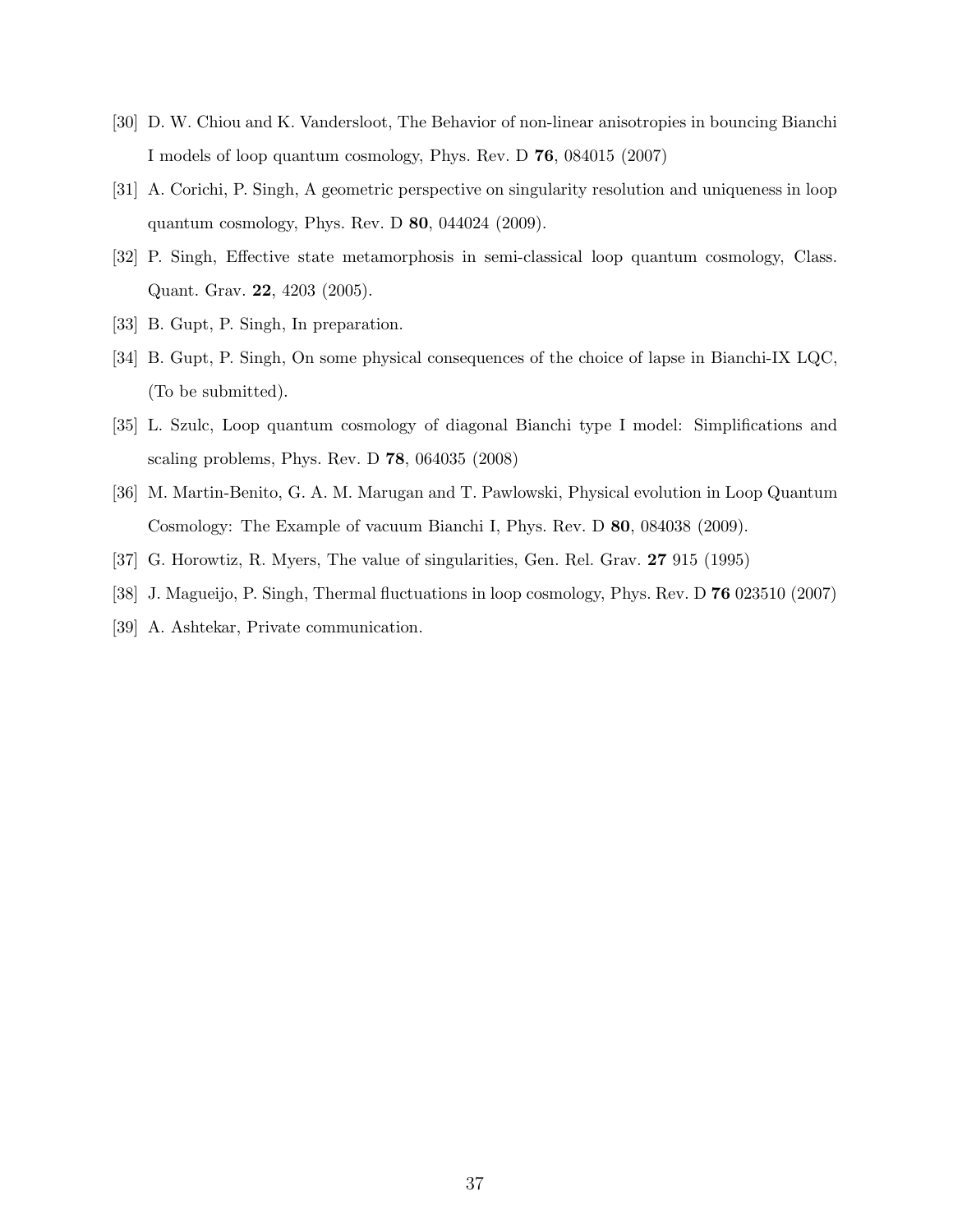[30] D. W. Chiou and K. Vandersloot, The Behavior of non-linear anisotropies in bouncing Bianchi I models of loop quantum cosmology, Phys. Rev. D **76**, 084015 (2007)

[31] A. Corichi, P. Singh, A geometric perspective on singularity resolution and uniqueness in loop quantum cosmology, Phys. Rev. D **80**, 044024 (2009).

[32] P. Singh, Effective state metamorphosis in semi-classical loop quantum cosmology, Class. Quant. Grav. **22**, 4203 (2005).

[33] B. Gupt, P. Singh, In preparation.

[34] B. Gupt, P. Singh, On some physical consequences of the choice of lapse in Bianchi-IX LQC, (To be submitted).

[35] L. Szulc, Loop quantum cosmology of diagonal Bianchi type I model: Simplifications and scaling problems, Phys. Rev. D **78**, 064035 (2008)

[36] M. Martin-Benito, G. A. M. Marugan and T. Pawlowski, Physical evolution in Loop Quantum Cosmology: The Example of vacuum Bianchi I, Phys. Rev. D **80**, 084038 (2009).

[37] G. Horowtiz, R. Myers, The value of singularities, Gen. Rel. Grav. **27** 915 (1995)

[38] J. Magueijo, P. Singh, Thermal fluctuations in loop cosmology, Phys. Rev. D **76** 023510 (2007)

[39] A. Ashtekar, Private communication.